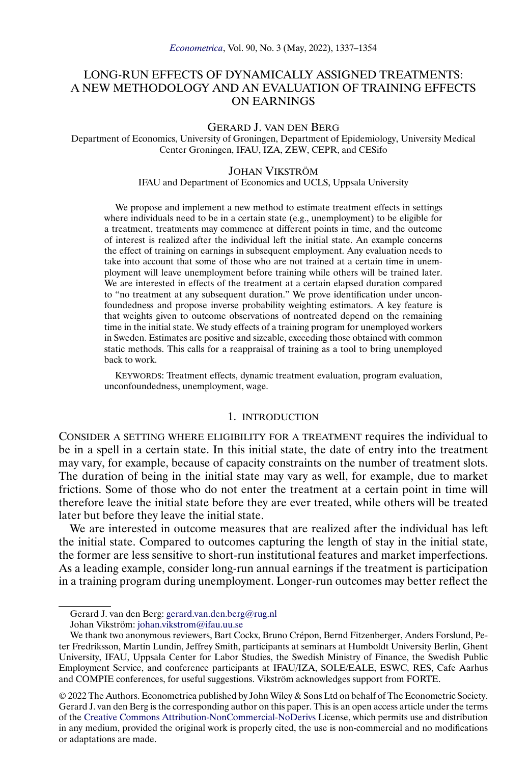# LONG-RUN EFFECTS OF DYNAMICALLY ASSIGNED TREATMENTS: A NEW METHODOLOGY AND AN EVALUATION OF TRAINING EFFECTS ON EARNINGS

GERARD J. VAN DEN BERG

Department of Economics, University of Groningen, Department of Epidemiology, University Medical Center Groningen, IFAU, IZA, ZEW, CEPR, and CESifo

JOHAN VIKSTRÖM

IFAU and Department of Economics and UCLS, Uppsala University

We propose and implement a new method to estimate treatment effects in settings where individuals need to be in a certain state (e.g., unemployment) to be eligible for a treatment, treatments may commence at different points in time, and the outcome of interest is realized after the individual left the initial state. An example concerns the effect of training on earnings in subsequent employment. Any evaluation needs to take into account that some of those who are not trained at a certain time in unemployment will leave unemployment before training while others will be trained later. We are interested in effects of the treatment at a certain elapsed duration compared to "no treatment at any subsequent duration." We prove identification under unconfoundedness and propose inverse probability weighting estimators. A key feature is that weights given to outcome observations of nontreated depend on the remaining time in the initial state. We study effects of a training program for unemployed workers in Sweden. Estimates are positive and sizeable, exceeding those obtained with common static methods. This calls for a reappraisal of training as a tool to bring unemployed back to work.

KEYWORDS: Treatment effects, dynamic treatment evaluation, program evaluation, unconfoundedness, unemployment, wage.

## 1. INTRODUCTION

CONSIDER A SETTING WHERE ELIGIBILITY FOR A TREATMENT requires the individual to be in a spell in a certain state. In this initial state, the date of entry into the treatment may vary, for example, because of capacity constraints on the number of treatment slots. The duration of being in the initial state may vary as well, for example, due to market frictions. Some of those who do not enter the treatment at a certain point in time will therefore leave the initial state before they are ever treated, while others will be treated later but before they leave the initial state.

We are interested in outcome measures that are realized after the individual has left the initial state. Compared to outcomes capturing the length of stay in the initial state, the former are less sensitive to short-run institutional features and market imperfections. As a leading example, consider long-run annual earnings if the treatment is participation in a training program during unemployment. Longer-run outcomes may better reflect the

---

Gerard J. van den Berg: gerard.van.den.berg@rug.nl

Johan Vikström: johan.vikstrom@ifau.uu.se

We thank two anonymous reviewers, Bart Cockx, Bruno Crépon, Bernd Fitzenberger, Anders Forslund, Peter Fredriksson, Martin Lundin, Jeffrey Smith, participants at seminars at Humboldt University Berlin, Ghent University, IFAU, Uppsala Center for Labor Studies, the Swedish Ministry of Finance, the Swedish Public Employment Service, and conference participants at IFAU/IZA, SOLE/EALE, ESWC, RES, Cafe Aarhus and COMPIE conferences, for useful suggestions. Vikström acknowledges support from FORTE.

© 2022 The Authors. Econometrica published by John Wiley & Sons Ltd on behalf of The Econometric Society. Gerard J. van den Berg is the corresponding author on this paper. This is an open access article under the terms of the Creative Commons Attribution-NonCommercial-NoDerivs License, which permits use and distribution in any medium, provided the original work is properly cited, the use is non-commercial and no modifications or adaptations are made.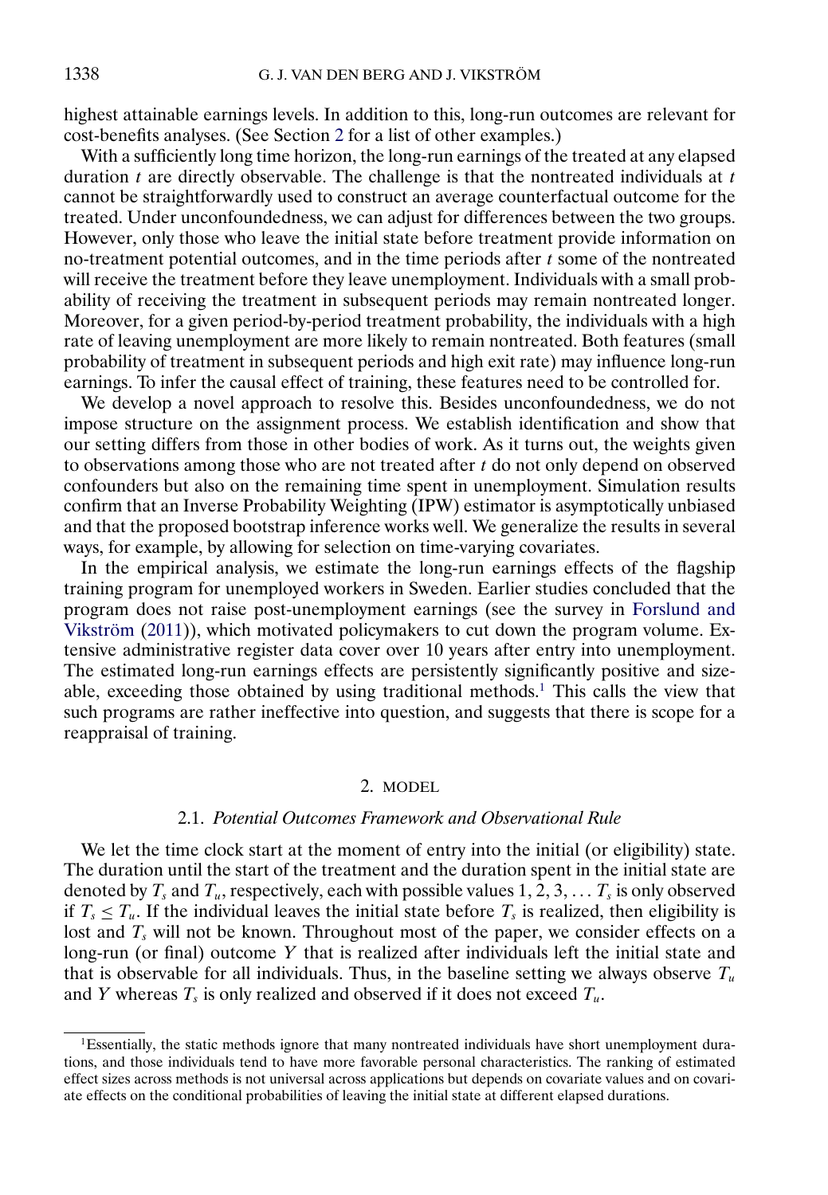highest attainable earnings levels. In addition to this, long-run outcomes are relevant for cost-benefits analyses. (See Section 2 for a list of other examples.)

With a sufficiently long time horizon, the long-run earnings of the treated at any elapsed duration $t$ are directly observable. The challenge is that the nontreated individuals at $t$ cannot be straightforwardly used to construct an average counterfactual outcome for the treated. Under unconfoundedness, we can adjust for differences between the two groups. However, only those who leave the initial state before treatment provide information on no-treatment potential outcomes, and in the time periods after $t$ some of the nontreated will receive the treatment before they leave unemployment. Individuals with a small probability of receiving the treatment in subsequent periods may remain nontreated longer. Moreover, for a given period-by-period treatment probability, the individuals with a high rate of leaving unemployment are more likely to remain nontreated. Both features (small probability of treatment in subsequent periods and high exit rate) may influence long-run earnings. To infer the causal effect of training, these features need to be controlled for.

We develop a novel approach to resolve this. Besides unconfoundedness, we do not impose structure on the assignment process. We establish identification and show that our setting differs from those in other bodies of work. As it turns out, the weights given to observations among those who are not treated after $t$ do not only depend on observed confounders but also on the remaining time spent in unemployment. Simulation results confirm that an Inverse Probability Weighting (IPW) estimator is asymptotically unbiased and that the proposed bootstrap inference works well. We generalize the results in several ways, for example, by allowing for selection on time-varying covariates.

In the empirical analysis, we estimate the long-run earnings effects of the flagship training program for unemployed workers in Sweden. Earlier studies concluded that the program does not raise post-unemployment earnings (see the survey in Forslund and Vikström (2011)), which motivated policymakers to cut down the program volume. Extensive administrative register data cover over 10 years after entry into unemployment. The estimated long-run earnings effects are persistently significantly positive and sizeable, exceeding those obtained by using traditional methods.[1] This calls the view that such programs are rather ineffective into question, and suggests that there is scope for a reappraisal of training.

## 2. MODEL

### 2.1. *Potential Outcomes Framework and Observational Rule*

We let the time clock start at the moment of entry into the initial (or eligibility) state. The duration until the start of the treatment and the duration spent in the initial state are denoted by $T_s$ and $T_u$, respectively, each with possible values $1, 2, 3, \dots$ $T_s$ is only observed if $T_s \leq T_u$. If the individual leaves the initial state before $T_s$ is realized, then eligibility is lost and $T_s$ will not be known. Throughout most of the paper, we consider effects on a long-run (or final) outcome $Y$ that is realized after individuals left the initial state and that is observable for all individuals. Thus, in the baseline setting we always observe $T_u$ and $Y$ whereas $T_s$ is only realized and observed if it does not exceed $T_u$.

[1]Essentially, the static methods ignore that many nontreated individuals have short unemployment durations, and those individuals tend to have more favorable personal characteristics. The ranking of estimated effect sizes across methods is not universal across applications but depends on covariate values and on covariate effects on the conditional probabilities of leaving the initial state at different elapsed durations.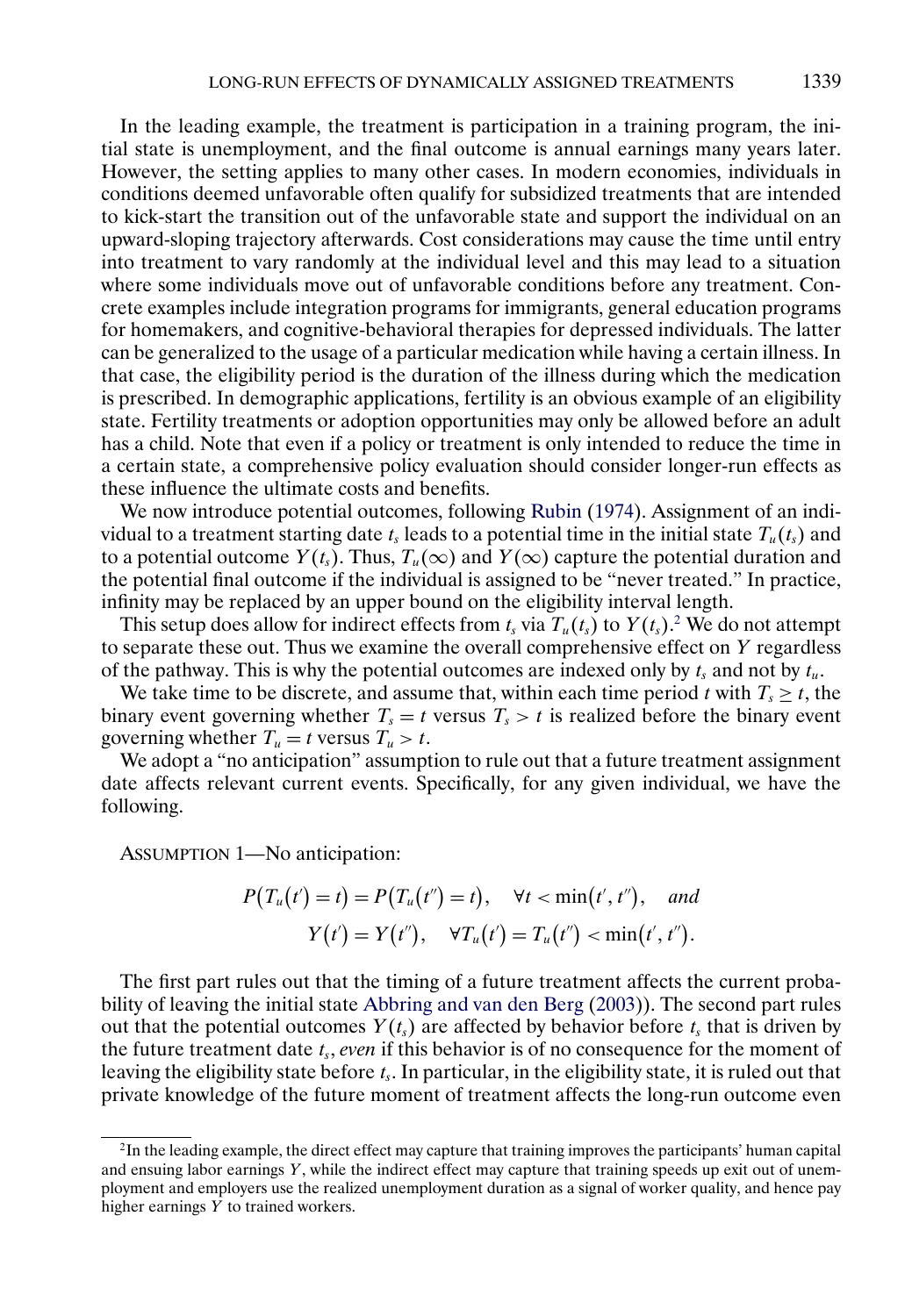In the leading example, the treatment is participation in a training program, the initial state is unemployment, and the final outcome is annual earnings many years later. However, the setting applies to many other cases. In modern economies, individuals in conditions deemed unfavorable often qualify for subsidized treatments that are intended to kick-start the transition out of the unfavorable state and support the individual on an upward-sloping trajectory afterwards. Cost considerations may cause the time until entry into treatment to vary randomly at the individual level and this may lead to a situation where some individuals move out of unfavorable conditions before any treatment. Concrete examples include integration programs for immigrants, general education programs for homemakers, and cognitive-behavioral therapies for depressed individuals. The latter can be generalized to the usage of a particular medication while having a certain illness. In that case, the eligibility period is the duration of the illness during which the medication is prescribed. In demographic applications, fertility is an obvious example of an eligibility state. Fertility treatments or adoption opportunities may only be allowed before an adult has a child. Note that even if a policy or treatment is only intended to reduce the time in a certain state, a comprehensive policy evaluation should consider longer-run effects as these influence the ultimate costs and benefits.

We now introduce potential outcomes, following Rubin (1974). Assignment of an individual to a treatment starting date $t_s$ leads to a potential time in the initial state $T_u(t_s)$ and to a potential outcome $Y(t_s)$. Thus, $T_u(\infty)$ and $Y(\infty)$ capture the potential duration and the potential final outcome if the individual is assigned to be "never treated." In practice, infinity may be replaced by an upper bound on the eligibility interval length.

This setup does allow for indirect effects from $t_s$ via $T_u(t_s)$ to $Y(t_s)$.[2] We do not attempt to separate these out. Thus we examine the overall comprehensive effect on $Y$ regardless of the pathway. This is why the potential outcomes are indexed only by $t_s$ and not by $t_u$.

We take time to be discrete, and assume that, within each time period $t$ with $T_s \geq t$, the binary event governing whether $T_s = t$ versus $T_s > t$ is realized before the binary event governing whether $T_u = t$ versus $T_u > t$.

We adopt a "no anticipation" assumption to rule out that a future treatment assignment date affects relevant current events. Specifically, for any given individual, we have the following.

ASSUMPTION 1—No anticipation:

$$P(T_u(t') = t) = P(T_u(t'') = t), \quad \forall t < \min(t', t''), \quad \textit{and}$$
$$Y(t') = Y(t''), \quad \forall T_u(t') = T_u(t'') < \min(t', t'').$$

The first part rules out that the timing of a future treatment affects the current probability of leaving the initial state Abbring and van den Berg (2003)). The second part rules out that the potential outcomes $Y(t_s)$ are affected by behavior before $t_s$ that is driven by the future treatment date $t_s$, *even* if this behavior is of no consequence for the moment of leaving the eligibility state before $t_s$. In particular, in the eligibility state, it is ruled out that private knowledge of the future moment of treatment affects the long-run outcome even

[2]In the leading example, the direct effect may capture that training improves the participants' human capital and ensuing labor earnings $Y$, while the indirect effect may capture that training speeds up exit out of unemployment and employers use the realized unemployment duration as a signal of worker quality, and hence pay higher earnings $Y$ to trained workers.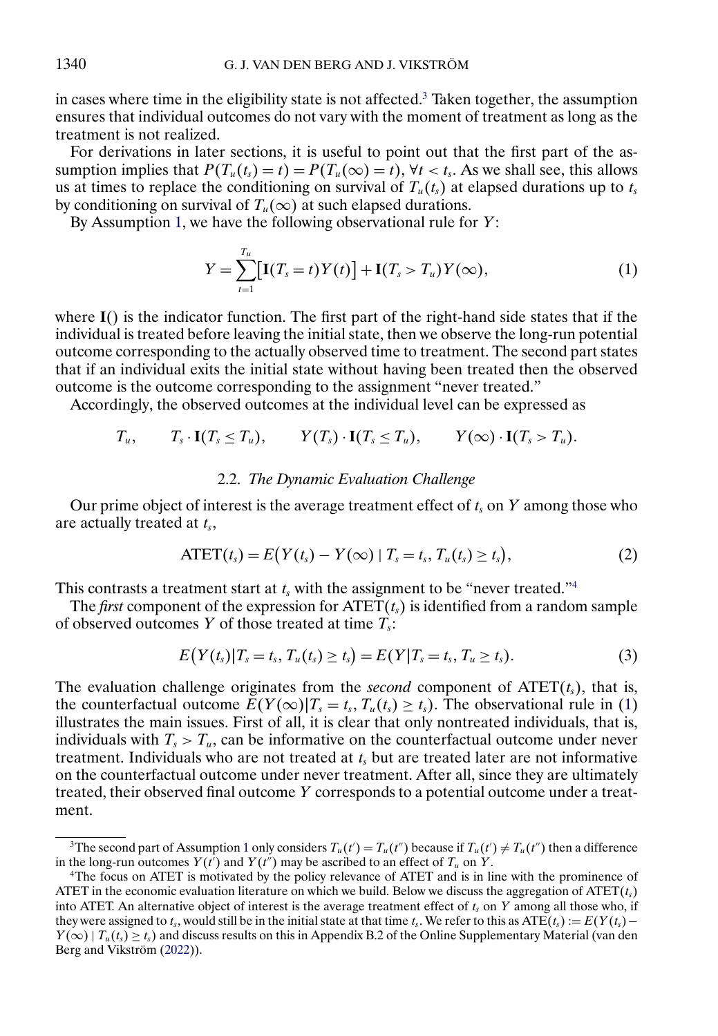in cases where time in the eligibility state is not affected.[3] Taken together, the assumption ensures that individual outcomes do not vary with the moment of treatment as long as the treatment is not realized.

For derivations in later sections, it is useful to point out that the first part of the assumption implies that $P(T_u(t_s) = t) = P(T_u(\infty) = t)$, $\forall t < t_s$. As we shall see, this allows us at times to replace the conditioning on survival of $T_u(t_s)$ at elapsed durations up to $t_s$ by conditioning on survival of $T_u(\infty)$ at such elapsed durations.

By Assumption 1, we have the following observational rule for $Y$:

$$Y = \sum_{t=1}^{T_u} \big[\mathbf{I}(T_s = t)Y(t)\big] + \mathbf{I}(T_s > T_u)Y(\infty), \tag{1}$$

where $\mathbf{I}()$ is the indicator function. The first part of the right-hand side states that if the individual is treated before leaving the initial state, then we observe the long-run potential outcome corresponding to the actually observed time to treatment. The second part states that if an individual exits the initial state without having been treated then the observed outcome is the outcome corresponding to the assignment "never treated."

Accordingly, the observed outcomes at the individual level can be expressed as

$$T_u, \qquad T_s \cdot \mathbf{I}(T_s \leq T_u), \qquad Y(T_s) \cdot \mathbf{I}(T_s \leq T_u), \qquad Y(\infty) \cdot \mathbf{I}(T_s > T_u).$$

### 2.2. *The Dynamic Evaluation Challenge*

Our prime object of interest is the average treatment effect of $t_s$ on $Y$ among those who are actually treated at $t_s$,

$$\text{ATET}(t_s) = E\big(Y(t_s) - Y(\infty) \mid T_s = t_s, T_u(t_s) \geq t_s\big), \tag{2}$$

This contrasts a treatment start at $t_s$ with the assignment to be "never treated."[4]

The *first* component of the expression for $\text{ATET}(t_s)$ is identified from a random sample of observed outcomes $Y$ of those treated at time $T_s$:

$$E\big(Y(t_s) \mid T_s = t_s, T_u(t_s) \geq t_s\big) = E(Y \mid T_s = t_s, T_u \geq t_s). \tag{3}$$

The evaluation challenge originates from the *second* component of $\text{ATET}(t_s)$, that is, the counterfactual outcome $E(Y(\infty) \mid T_s = t_s, T_u(t_s) \geq t_s)$. The observational rule in (1) illustrates the main issues. First of all, it is clear that only nontreated individuals, that is, individuals with $T_s > T_u$, can be informative on the counterfactual outcome under never treatment. Individuals who are not treated at $t_s$ but are treated later are not informative on the counterfactual outcome under never treatment. After all, since they are ultimately treated, their observed final outcome $Y$ corresponds to a potential outcome under a treatment.

---

[3] The second part of Assumption 1 only considers $T_u(t') = T_u(t'')$ because if $T_u(t') \neq T_u(t'')$ then a difference in the long-run outcomes $Y(t')$ and $Y(t'')$ may be ascribed to an effect of $T_u$ on $Y$.

[4] The focus on ATET is motivated by the policy relevance of ATET and is in line with the prominence of ATET in the economic evaluation literature on which we build. Below we discuss the aggregation of $\text{ATET}(t_s)$ into ATET. An alternative object of interest is the average treatment effect of $t_s$ on $Y$ among all those who, if they were assigned to $t_s$, would still be in the initial state at that time $t_s$. We refer to this as $\text{ATE}(t_s) := E(Y(t_s) - Y(\infty) \mid T_u(t_s) \geq t_s)$ and discuss results on this in Appendix B.2 of the Online Supplementary Material (van den Berg and Vikström (2022)).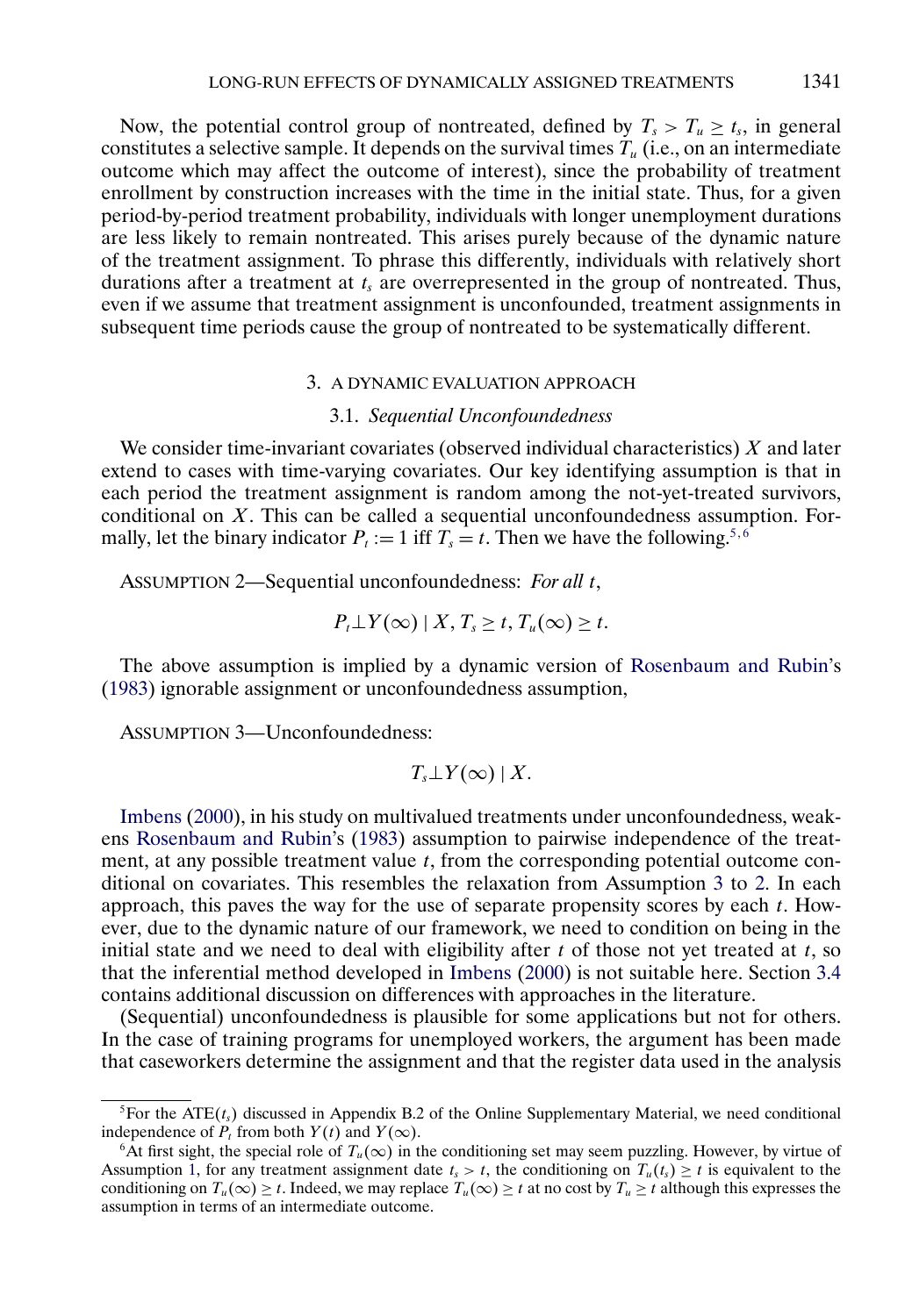Now, the potential control group of nontreated, defined by $T_s > T_u \geq t_s$, in general constitutes a selective sample. It depends on the survival times $T_u$ (i.e., on an intermediate outcome which may affect the outcome of interest), since the probability of treatment enrollment by construction increases with the time in the initial state. Thus, for a given period-by-period treatment probability, individuals with longer unemployment durations are less likely to remain nontreated. This arises purely because of the dynamic nature of the treatment assignment. To phrase this differently, individuals with relatively short durations after a treatment at $t_s$ are overrepresented in the group of nontreated. Thus, even if we assume that treatment assignment is unconfounded, treatment assignments in subsequent time periods cause the group of nontreated to be systematically different.

## 3. A DYNAMIC EVALUATION APPROACH

### 3.1. *Sequential Unconfoundedness*

We consider time-invariant covariates (observed individual characteristics) $X$ and later extend to cases with time-varying covariates. Our key identifying assumption is that in each period the treatment assignment is random among the not-yet-treated survivors, conditional on $X$. This can be called a sequential unconfoundedness assumption. Formally, let the binary indicator $P_t := 1$ iff $T_s = t$. Then we have the following.[5,6]

ASSUMPTION 2—Sequential unconfoundedness: *For all* $t$,

$$P_t \perp Y(\infty) \mid X, T_s \geq t, T_u(\infty) \geq t.$$

The above assumption is implied by a dynamic version of Rosenbaum and Rubin's (1983) ignorable assignment or unconfoundedness assumption,

ASSUMPTION 3—Unconfoundedness:

$$T_s \perp Y(\infty) \mid X.$$

Imbens (2000), in his study on multivalued treatments under unconfoundedness, weakens Rosenbaum and Rubin's (1983) assumption to pairwise independence of the treatment, at any possible treatment value $t$, from the corresponding potential outcome conditional on covariates. This resembles the relaxation from Assumption 3 to 2. In each approach, this paves the way for the use of separate propensity scores by each $t$. However, due to the dynamic nature of our framework, we need to condition on being in the initial state and we need to deal with eligibility after $t$ of those not yet treated at $t$, so that the inferential method developed in Imbens (2000) is not suitable here. Section 3.4 contains additional discussion on differences with approaches in the literature.

(Sequential) unconfoundedness is plausible for some applications but not for others. In the case of training programs for unemployed workers, the argument has been made that caseworkers determine the assignment and that the register data used in the analysis

---

[5] For the $\text{ATE}(t_s)$ discussed in Appendix B.2 of the Online Supplementary Material, we need conditional independence of $P_t$ from both $Y(t)$ and $Y(\infty)$.

[6] At first sight, the special role of $T_u(\infty)$ in the conditioning set may seem puzzling. However, by virtue of Assumption 1, for any treatment assignment date $t_s > t$, the conditioning on $T_u(t_s) \geq t$ is equivalent to the conditioning on $T_u(\infty) \geq t$. Indeed, we may replace $T_u(\infty) \geq t$ at no cost by $T_u \geq t$ although this expresses the assumption in terms of an intermediate outcome.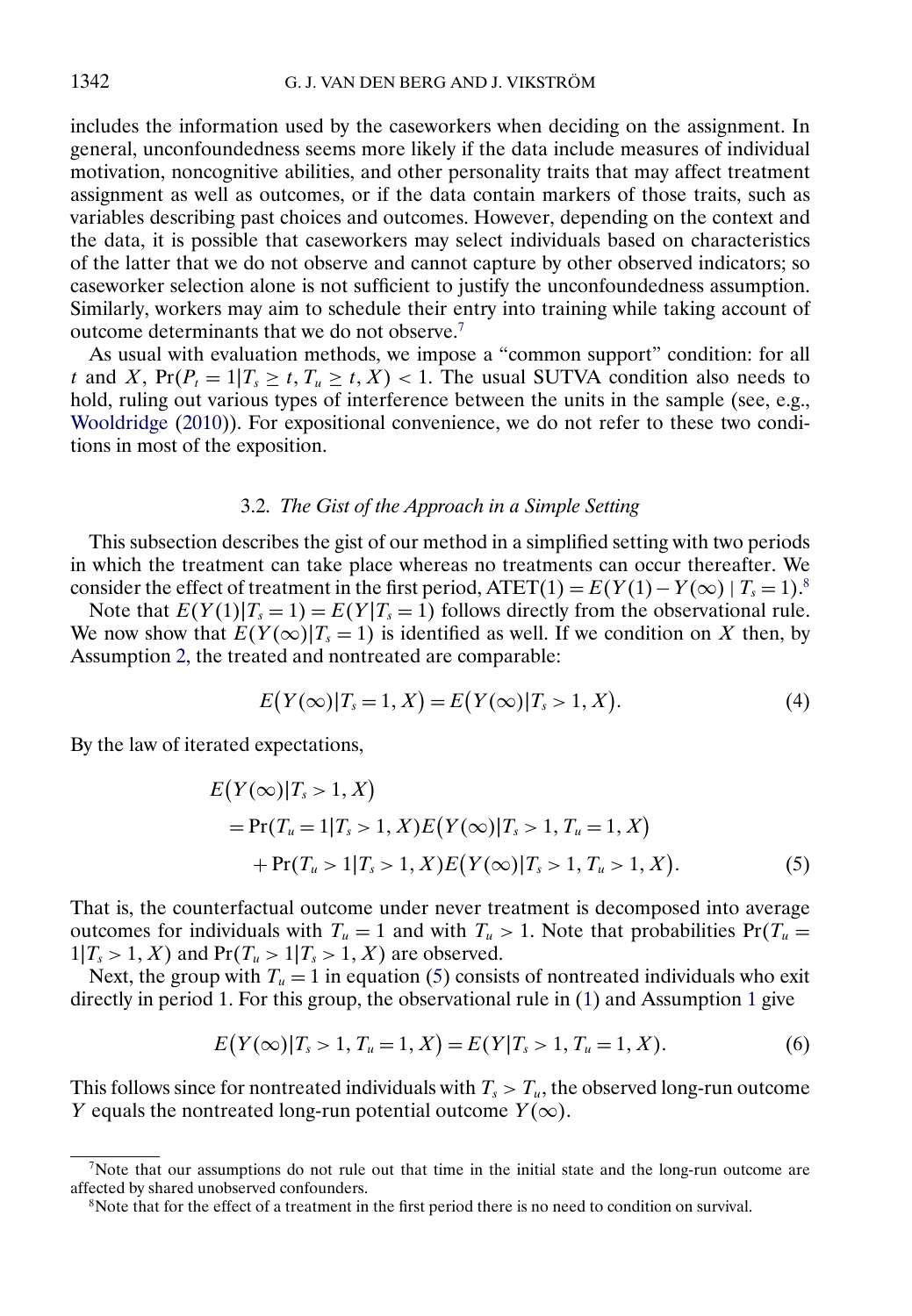includes the information used by the caseworkers when deciding on the assignment. In general, unconfoundedness seems more likely if the data include measures of individual motivation, noncognitive abilities, and other personality traits that may affect treatment assignment as well as outcomes, or if the data contain markers of those traits, such as variables describing past choices and outcomes. However, depending on the context and the data, it is possible that caseworkers may select individuals based on characteristics of the latter that we do not observe and cannot capture by other observed indicators; so caseworker selection alone is not sufficient to justify the unconfoundedness assumption. Similarly, workers may aim to schedule their entry into training while taking account of outcome determinants that we do not observe.[7]

As usual with evaluation methods, we impose a "common support" condition: for all $t$ and $X$, $\Pr(P_t = 1|T_s \geq t, T_u \geq t, X) < 1$. The usual SUTVA condition also needs to hold, ruling out various types of interference between the units in the sample (see, e.g., Wooldridge (2010)). For expositional convenience, we do not refer to these two conditions in most of the exposition.

### 3.2. *The Gist of the Approach in a Simple Setting*

This subsection describes the gist of our method in a simplified setting with two periods in which the treatment can take place whereas no treatments can occur thereafter. We consider the effect of treatment in the first period, $\text{ATET}(1) = E(Y(1) - Y(\infty) \mid T_s = 1)$.[8]

Note that $E(Y(1)|T_s = 1) = E(Y|T_s = 1)$ follows directly from the observational rule. We now show that $E(Y(\infty)|T_s = 1)$ is identified as well. If we condition on $X$ then, by Assumption 2, the treated and nontreated are comparable:

$$E\big(Y(\infty)|T_s = 1, X\big) = E\big(Y(\infty)|T_s > 1, X\big). \tag{4}$$

By the law of iterated expectations,

$$\begin{aligned} &E\big(Y(\infty)|T_s > 1, X\big) \\ &\quad = \Pr(T_u = 1|T_s > 1, X)E\big(Y(\infty)|T_s > 1, T_u = 1, X\big) \\ &\qquad + \Pr(T_u > 1|T_s > 1, X)E\big(Y(\infty)|T_s > 1, T_u > 1, X\big). \end{aligned} \tag{5}$$

That is, the counterfactual outcome under never treatment is decomposed into average outcomes for individuals with $T_u = 1$ and with $T_u > 1$. Note that probabilities $\Pr(T_u = 1|T_s > 1, X)$ and $\Pr(T_u > 1|T_s > 1, X)$ are observed.

Next, the group with $T_u = 1$ in equation (5) consists of nontreated individuals who exit directly in period 1. For this group, the observational rule in (1) and Assumption 1 give

$$E\big(Y(\infty)|T_s > 1, T_u = 1, X\big) = E(Y|T_s > 1, T_u = 1, X). \tag{6}$$

This follows since for nontreated individuals with $T_s > T_u$, the observed long-run outcome $Y$ equals the nontreated long-run potential outcome $Y(\infty)$.

[7]Note that our assumptions do not rule out that time in the initial state and the long-run outcome are affected by shared unobserved confounders.

[8]Note that for the effect of a treatment in the first period there is no need to condition on survival.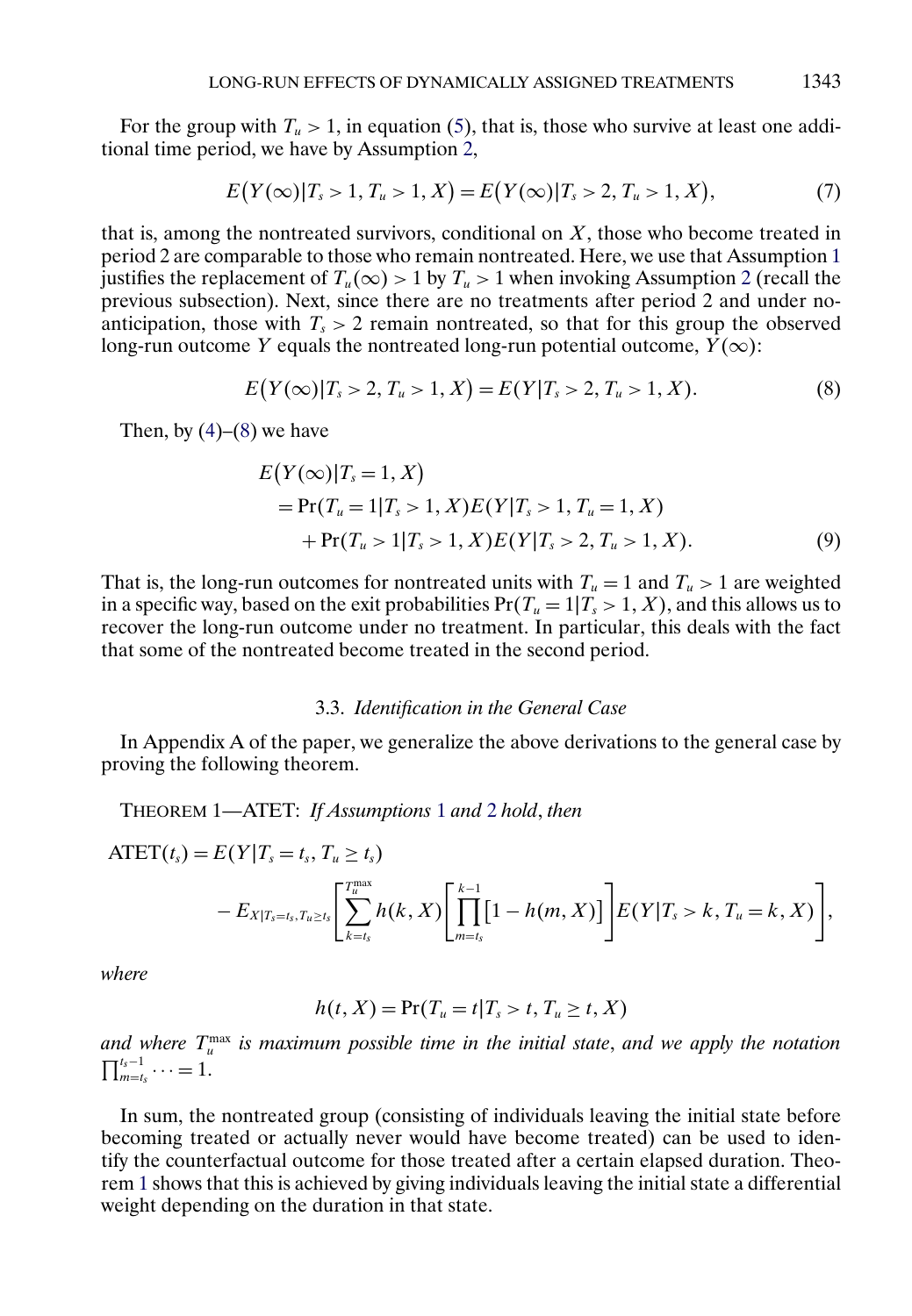For the group with $T_u > 1$, in equation (5), that is, those who survive at least one additional time period, we have by Assumption 2,

$$E\big(Y(\infty)|T_s > 1, T_u > 1, X\big) = E\big(Y(\infty)|T_s > 2, T_u > 1, X\big), \tag{7}$$

that is, among the nontreated survivors, conditional on $X$, those who become treated in period 2 are comparable to those who remain nontreated. Here, we use that Assumption 1 justifies the replacement of $T_u(\infty) > 1$ by $T_u > 1$ when invoking Assumption 2 (recall the previous subsection). Next, since there are no treatments after period 2 and under no-anticipation, those with $T_s > 2$ remain nontreated, so that for this group the observed long-run outcome $Y$ equals the nontreated long-run potential outcome, $Y(\infty)$:

$$E\big(Y(\infty)|T_s > 2, T_u > 1, X\big) = E(Y|T_s > 2, T_u > 1, X). \tag{8}$$

Then, by (4)–(8) we have

$$\begin{aligned}
&E\big(Y(\infty)|T_s = 1, X\big) \\
&\quad = \Pr(T_u = 1|T_s > 1, X)E(Y|T_s > 1, T_u = 1, X) \\
&\qquad + \Pr(T_u > 1|T_s > 1, X)E(Y|T_s > 2, T_u > 1, X).
\end{aligned} \tag{9}$$

That is, the long-run outcomes for nontreated units with $T_u = 1$ and $T_u > 1$ are weighted in a specific way, based on the exit probabilities $\Pr(T_u = 1|T_s > 1, X)$, and this allows us to recover the long-run outcome under no treatment. In particular, this deals with the fact that some of the nontreated become treated in the second period.

### 3.3. *Identification in the General Case*

In Appendix A of the paper, we generalize the above derivations to the general case by proving the following theorem.

THEOREM 1—ATET: *If Assumptions 1 and 2 hold, then*

$$\begin{aligned}
\text{ATET}(t_s) &= E(Y|T_s = t_s, T_u \geq t_s) \\
&\quad - E_{X|T_s = t_s, T_u \geq t_s}\left[\sum_{k=t_s}^{T_u^{\max}} h(k, X)\left[\prod_{m=t_s}^{k-1}\big[1 - h(m, X)\big]\right]E(Y|T_s > k, T_u = k, X)\right],
\end{aligned}$$

*where*

$$h(t, X) = \Pr(T_u = t|T_s > t, T_u \geq t, X)$$

*and where $T_u^{\max}$ is maximum possible time in the initial state, and we apply the notation $\prod_{m=t_s}^{t_s-1} \cdots = 1$.*

In sum, the nontreated group (consisting of individuals leaving the initial state before becoming treated or actually never would have become treated) can be used to identify the counterfactual outcome for those treated after a certain elapsed duration. Theorem 1 shows that this is achieved by giving individuals leaving the initial state a differential weight depending on the duration in that state.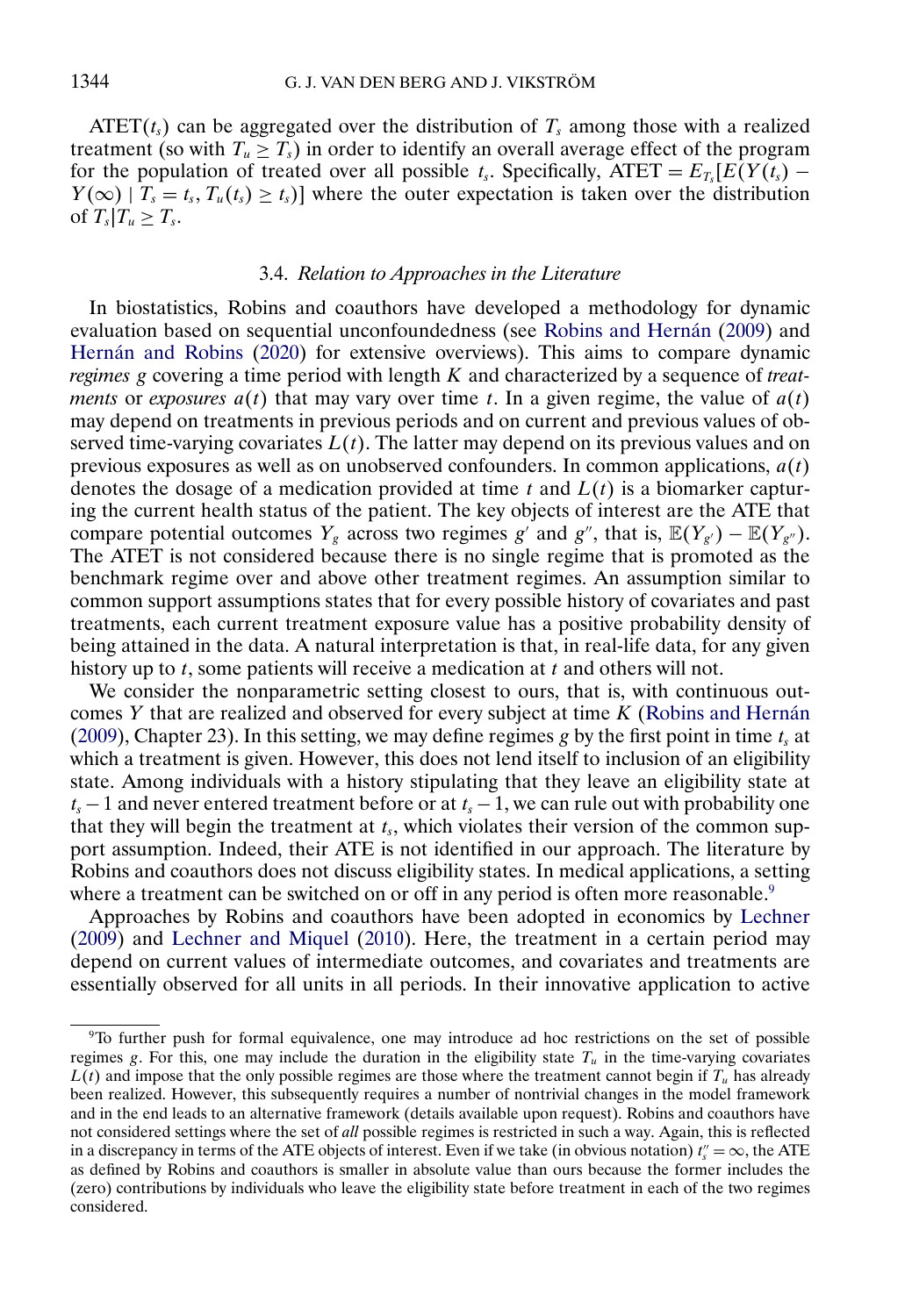$\text{ATET}(t_s)$ can be aggregated over the distribution of $T_s$ among those with a realized treatment (so with $T_u \geq T_s$) in order to identify an overall average effect of the program for the population of treated over all possible $t_s$. Specifically, $\text{ATET} = E_{T_s}[E(Y(t_s) - Y(\infty) \mid T_s = t_s, T_u(t_s) \geq t_s)]$ where the outer expectation is taken over the distribution of $T_s | T_u \geq T_s$.

### 3.4. *Relation to Approaches in the Literature*

In biostatistics, Robins and coauthors have developed a methodology for dynamic evaluation based on sequential unconfoundedness (see Robins and Hernán (2009) and Hernán and Robins (2020) for extensive overviews). This aims to compare dynamic *regimes* $g$ covering a time period with length $K$ and characterized by a sequence of *treatments* or *exposures* $a(t)$ that may vary over time $t$. In a given regime, the value of $a(t)$ may depend on treatments in previous periods and on current and previous values of observed time-varying covariates $L(t)$. The latter may depend on its previous values and on previous exposures as well as on unobserved confounders. In common applications, $a(t)$ denotes the dosage of a medication provided at time $t$ and $L(t)$ is a biomarker capturing the current health status of the patient. The key objects of interest are the ATE that compare potential outcomes $Y_g$ across two regimes $g'$ and $g''$, that is, $\mathbb{E}(Y_{g'}) - \mathbb{E}(Y_{g''})$. The ATET is not considered because there is no single regime that is promoted as the benchmark regime over and above other treatment regimes. An assumption similar to common support assumptions states that for every possible history of covariates and past treatments, each current treatment exposure value has a positive probability density of being attained in the data. A natural interpretation is that, in real-life data, for any given history up to $t$, some patients will receive a medication at $t$ and others will not.

We consider the nonparametric setting closest to ours, that is, with continuous outcomes $Y$ that are realized and observed for every subject at time $K$ (Robins and Hernán (2009), Chapter 23). In this setting, we may define regimes $g$ by the first point in time $t_s$ at which a treatment is given. However, this does not lend itself to inclusion of an eligibility state. Among individuals with a history stipulating that they leave an eligibility state at $t_s - 1$ and never entered treatment before or at $t_s - 1$, we can rule out with probability one that they will begin the treatment at $t_s$, which violates their version of the common support assumption. Indeed, their ATE is not identified in our approach. The literature by Robins and coauthors does not discuss eligibility states. In medical applications, a setting where a treatment can be switched on or off in any period is often more reasonable.[9]

Approaches by Robins and coauthors have been adopted in economics by Lechner (2009) and Lechner and Miquel (2010). Here, the treatment in a certain period may depend on current values of intermediate outcomes, and covariates and treatments are essentially observed for all units in all periods. In their innovative application to active

[9]To further push for formal equivalence, one may introduce ad hoc restrictions on the set of possible regimes $g$. For this, one may include the duration in the eligibility state $T_u$ in the time-varying covariates $L(t)$ and impose that the only possible regimes are those where the treatment cannot begin if $T_u$ has already been realized. However, this subsequently requires a number of nontrivial changes in the model framework and in the end leads to an alternative framework (details available upon request). Robins and coauthors have not considered settings where the set of *all* possible regimes is restricted in such a way. Again, this is reflected in a discrepancy in terms of the ATE objects of interest. Even if we take (in obvious notation) $t_s'' = \infty$, the ATE as defined by Robins and coauthors is smaller in absolute value than ours because the former includes the (zero) contributions by individuals who leave the eligibility state before treatment in each of the two regimes considered.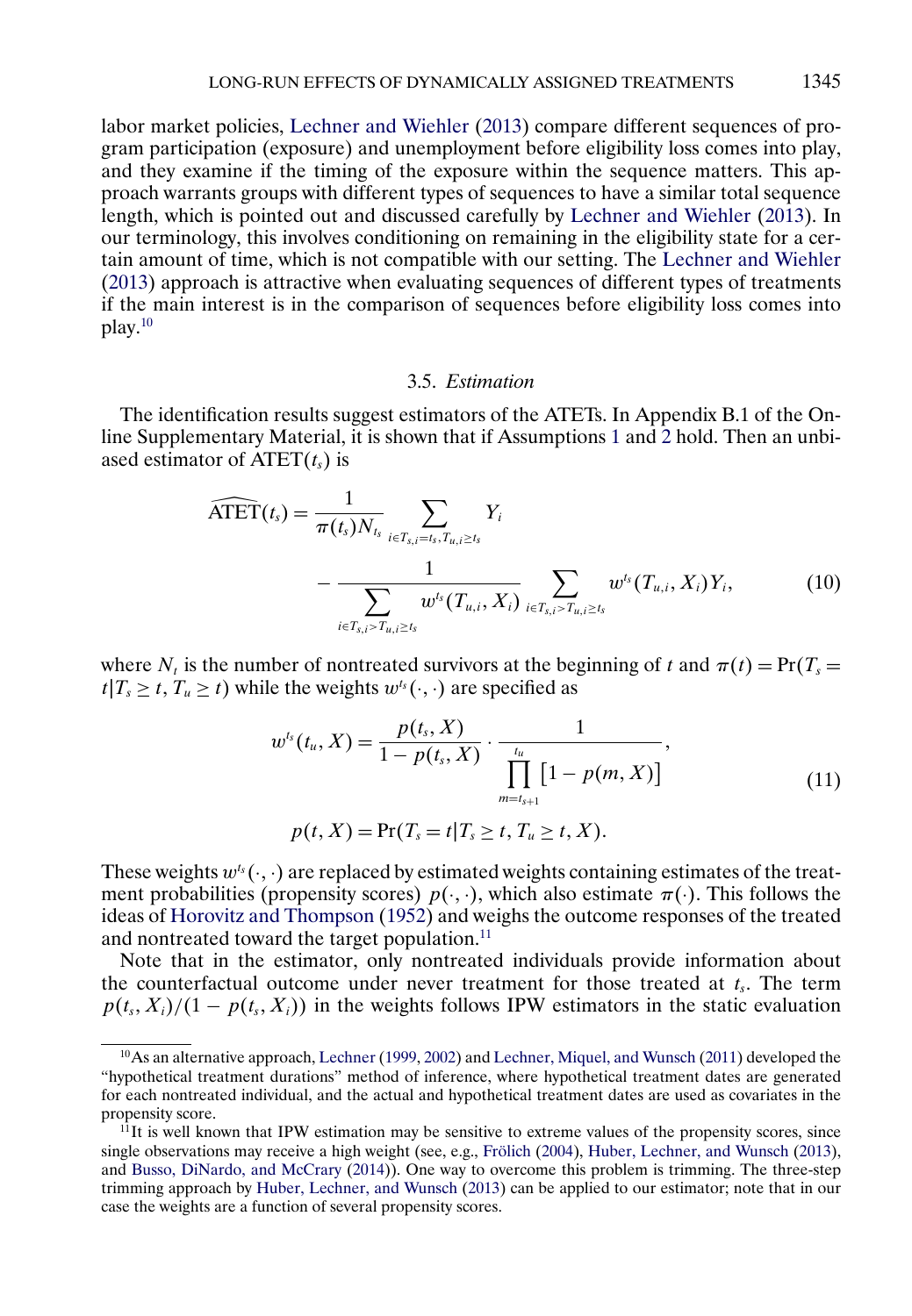labor market policies, Lechner and Wiehler (2013) compare different sequences of program participation (exposure) and unemployment before eligibility loss comes into play, and they examine if the timing of the exposure within the sequence matters. This approach warrants groups with different types of sequences to have a similar total sequence length, which is pointed out and discussed carefully by Lechner and Wiehler (2013). In our terminology, this involves conditioning on remaining in the eligibility state for a certain amount of time, which is not compatible with our setting. The Lechner and Wiehler (2013) approach is attractive when evaluating sequences of different types of treatments if the main interest is in the comparison of sequences before eligibility loss comes into play.[10]

### 3.5. *Estimation*

The identification results suggest estimators of the ATETs. In Appendix B.1 of the Online Supplementary Material, it is shown that if Assumptions 1 and 2 hold. Then an unbiased estimator of $\text{ATET}(t_s)$ is

$$\widehat{\text{ATET}}(t_s) = \frac{1}{\pi(t_s)N_{t_s}} \sum_{i \in T_{s,i}=t_s, T_{u,i} \geq t_s} Y_i - \frac{1}{\sum_{i \in T_{s,i} > T_{u,i} \geq t_s} w^{t_s}(T_{u,i}, X_i)} \sum_{i \in T_{s,i} > T_{u,i} \geq t_s} w^{t_s}(T_{u,i}, X_i) Y_i, \tag{10}$$

where $N_t$ is the number of nontreated survivors at the beginning of $t$ and $\pi(t) = \Pr(T_s = t | T_s \geq t, T_u \geq t)$ while the weights $w^{t_s}(\cdot, \cdot)$ are specified as

$$w^{t_s}(t_u, X) = \frac{p(t_s, X)}{1 - p(t_s, X)} \cdot \frac{1}{\prod_{m=t_{s+1}}^{t_u} [1 - p(m, X)]},$$

$$p(t, X) = \Pr(T_s = t | T_s \geq t, T_u \geq t, X). \tag{11}$$

These weights $w^{t_s}(\cdot, \cdot)$ are replaced by estimated weights containing estimates of the treatment probabilities (propensity scores) $p(\cdot, \cdot)$, which also estimate $\pi(\cdot)$. This follows the ideas of Horovitz and Thompson (1952) and weighs the outcome responses of the treated and nontreated toward the target population.[11]

Note that in the estimator, only nontreated individuals provide information about the counterfactual outcome under never treatment for those treated at $t_s$. The term $p(t_s, X_i)/(1 - p(t_s, X_i))$ in the weights follows IPW estimators in the static evaluation

[10] As an alternative approach, Lechner (1999, 2002) and Lechner, Miquel, and Wunsch (2011) developed the "hypothetical treatment durations" method of inference, where hypothetical treatment dates are generated for each nontreated individual, and the actual and hypothetical treatment dates are used as covariates in the propensity score.

[11] It is well known that IPW estimation may be sensitive to extreme values of the propensity scores, since single observations may receive a high weight (see, e.g., Frölich (2004), Huber, Lechner, and Wunsch (2013), and Busso, DiNardo, and McCrary (2014)). One way to overcome this problem is trimming. The three-step trimming approach by Huber, Lechner, and Wunsch (2013) can be applied to our estimator; note that in our case the weights are a function of several propensity scores.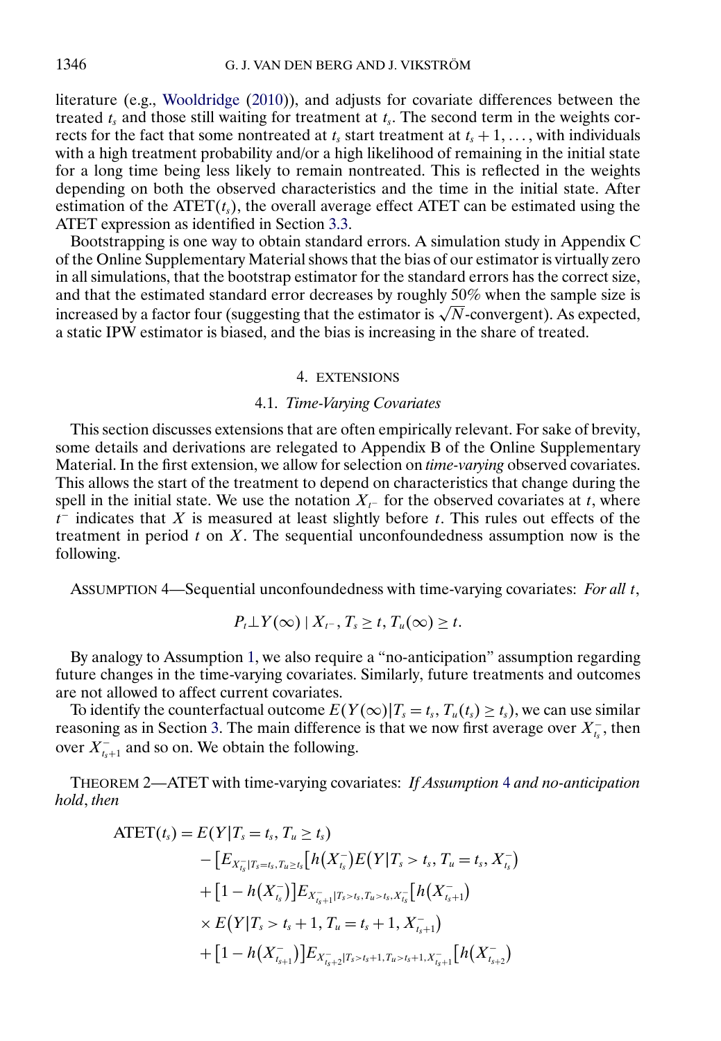literature (e.g., Wooldridge (2010)), and adjusts for covariate differences between the treated $t_s$ and those still waiting for treatment at $t_s$. The second term in the weights corrects for the fact that some nontreated at $t_s$ start treatment at $t_s+1, \dots$, with individuals with a high treatment probability and/or a high likelihood of remaining in the initial state for a long time being less likely to remain nontreated. This is reflected in the weights depending on both the observed characteristics and the time in the initial state. After estimation of the $\text{ATET}(t_s)$, the overall average effect ATET can be estimated using the ATET expression as identified in Section 3.3.

Bootstrapping is one way to obtain standard errors. A simulation study in Appendix C of the Online Supplementary Material shows that the bias of our estimator is virtually zero in all simulations, that the bootstrap estimator for the standard errors has the correct size, and that the estimated standard error decreases by roughly 50% when the sample size is increased by a factor four (suggesting that the estimator is $\sqrt{N}$-convergent). As expected, a static IPW estimator is biased, and the bias is increasing in the share of treated.

## 4. EXTENSIONS

### 4.1. *Time-Varying Covariates*

This section discusses extensions that are often empirically relevant. For sake of brevity, some details and derivations are relegated to Appendix B of the Online Supplementary Material. In the first extension, we allow for selection on *time-varying* observed covariates. This allows the start of the treatment to depend on characteristics that change during the spell in the initial state. We use the notation $X_{t^-}$ for the observed covariates at $t$, where $t^-$ indicates that $X$ is measured at least slightly before $t$. This rules out effects of the treatment in period $t$ on $X$. The sequential unconfoundedness assumption now is the following.

ASSUMPTION 4—Sequential unconfoundedness with time-varying covariates: *For all* $t$,

$$P_t \perp Y(\infty) \mid X_{t^-}, T_s \geq t, T_u(\infty) \geq t.$$

By analogy to Assumption 1, we also require a "no-anticipation" assumption regarding future changes in the time-varying covariates. Similarly, future treatments and outcomes are not allowed to affect current covariates.

To identify the counterfactual outcome $E(Y(\infty)|T_s = t_s, T_u(t_s) \geq t_s)$, we can use similar reasoning as in Section 3. The main difference is that we now first average over $X_{t_s}^-$, then over $X_{t_s+1}^-$ and so on. We obtain the following.

THEOREM 2—ATET with time-varying covariates: *If Assumption* 4 *and no-anticipation hold*, *then*

$$\begin{aligned}
\text{ATET}(t_s) = {} & E(Y|T_s = t_s, T_u \geq t_s) \\
& - \big[E_{X_{t_s}^-|T_s=t_s,T_u\geq t_s}\big[h\big(X_{t_s}^-\big)E\big(Y|T_s > t_s, T_u = t_s, X_{t_s}^-\big) \\
& + \big[1 - h\big(X_{t_s}^-\big)\big]E_{X_{t_s+1}^-|T_s>t_s,T_u>t_s,X_{t_s}^-}\big[h\big(X_{t_s+1}^-\big) \\
& \times E\big(Y|T_s > t_s+1, T_u = t_s+1, X_{t_s+1}^-\big) \\
& + \big[1 - h\big(X_{t_s+1}^-\big)\big]E_{X_{t_s+2}^-|T_s>t_s+1,T_u>t_s+1,X_{t_s+1}^-}\big[h\big(X_{t_s+2}^-\big)
\end{aligned}$$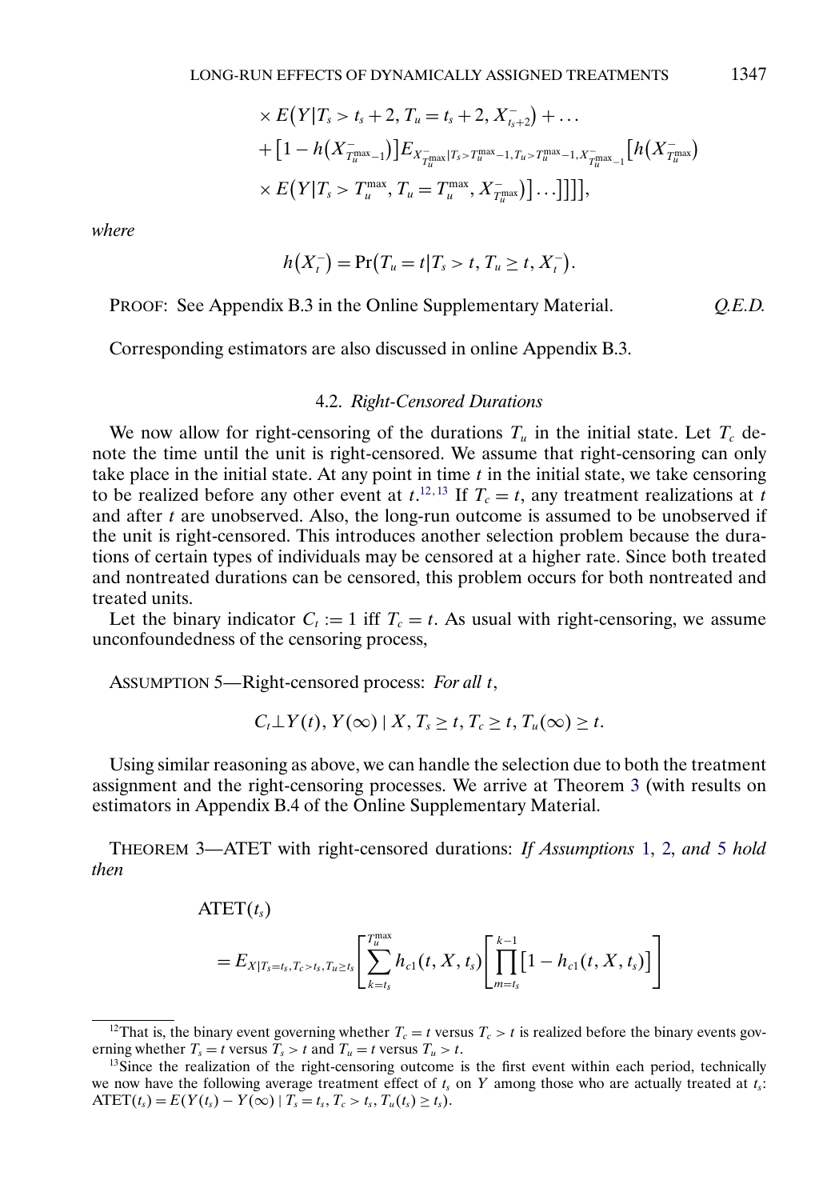$$\times E\left(Y|T_s > t_s+2, T_u = t_s+2, X^-_{t_s+2}\right) + \dots$$

$$+ \left[1 - h\left(X^-_{T_u^{\max}-1}\right)\right] E_{X^-_{T_u^{\max}}|T_s > T_u^{\max}-1, T_u > T_u^{\max}-1, X^-_{T_u^{\max}-1}}\left[h\left(X^-_{T_u^{\max}}\right)\right.$$

$$\left.\times E\left(Y|T_s > T_u^{\max}, T_u = T_u^{\max}, X^-_{T_u^{\max}}\right)\right]\dots\Big]\Big]\Big]\Big],$$

*where*

$$h\left(X^-_t\right) = \Pr\left(T_u = t | T_s > t, T_u \geq t, X^-_t\right).$$

PROOF: See Appendix B.3 in the Online Supplementary Material. *Q.E.D.*

Corresponding estimators are also discussed in online Appendix B.3.

### 4.2. *Right-Censored Durations*

We now allow for right-censoring of the durations $T_u$ in the initial state. Let $T_c$ denote the time until the unit is right-censored. We assume that right-censoring can only take place in the initial state. At any point in time $t$ in the initial state, we take censoring to be realized before any other event at $t$.[12,13] If $T_c = t$, any treatment realizations at $t$ and after $t$ are unobserved. Also, the long-run outcome is assumed to be unobserved if the unit is right-censored. This introduces another selection problem because the durations of certain types of individuals may be censored at a higher rate. Since both treated and nontreated durations can be censored, this problem occurs for both nontreated and treated units.

Let the binary indicator $C_t := 1$ iff $T_c = t$. As usual with right-censoring, we assume unconfoundedness of the censoring process,

ASSUMPTION 5—Right-censored process: *For all* $t$,

$$C_t \perp Y(t), Y(\infty) \mid X, T_s \geq t, T_c \geq t, T_u(\infty) \geq t.$$

Using similar reasoning as above, we can handle the selection due to both the treatment assignment and the right-censoring processes. We arrive at Theorem 3 (with results on estimators in Appendix B.4 of the Online Supplementary Material.

THEOREM 3—ATET with right-censored durations: *If Assumptions* 1, 2, *and* 5 *hold then*

$$\text{ATET}(t_s)$$

$$= E_{X|T_s=t_s, T_c>t_s, T_u \geq t_s}\left[\sum_{k=t_s}^{T_u^{\max}} h_{c1}(t, X, t_s)\left[\prod_{m=t_s}^{k-1}\left[1 - h_{c1}(t, X, t_s)\right]\right]\right.$$

---

[12] That is, the binary event governing whether $T_c = t$ versus $T_c > t$ is realized before the binary events governing whether $T_s = t$ versus $T_s > t$ and $T_u = t$ versus $T_u > t$.

[13] Since the realization of the right-censoring outcome is the first event within each period, technically we now have the following average treatment effect of $t_s$ on $Y$ among those who are actually treated at $t_s$: $\text{ATET}(t_s) = E(Y(t_s) - Y(\infty) \mid T_s = t_s, T_c > t_s, T_u(t_s) \geq t_s)$.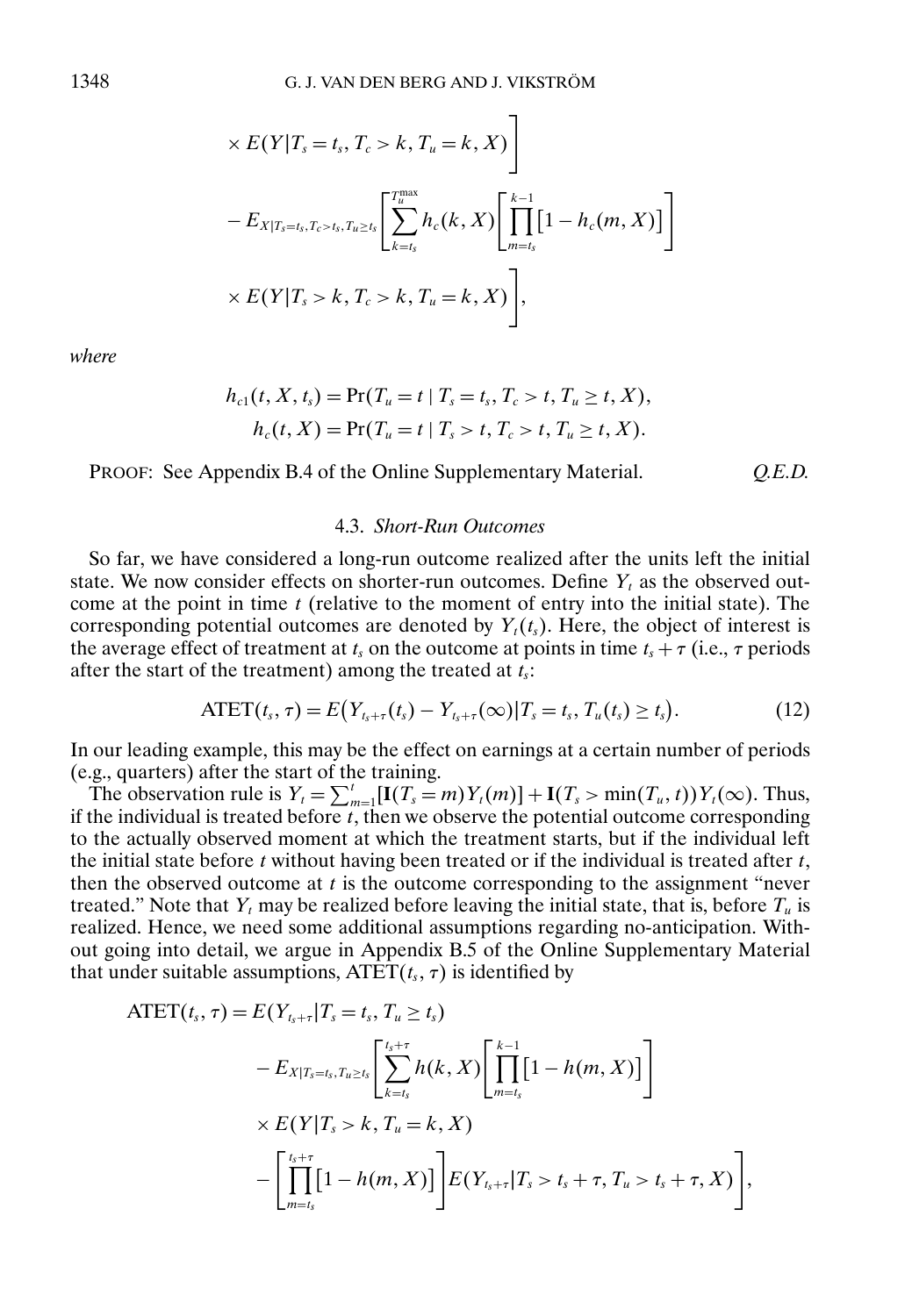$$\times E(Y|T_s = t_s, T_c > k, T_u = k, X)\Bigg]$$

$$- E_{X|T_s=t_s, T_c>t_s, T_u \geq t_s}\Bigg[\sum_{k=t_s}^{T_u^{\max}} h_c(k, X)\Bigg[\prod_{m=t_s}^{k-1}\big[1 - h_c(m, X)\big]\Bigg]$$

$$\times E(Y|T_s > k, T_c > k, T_u = k, X)\Bigg],$$

*where*

$$h_{c1}(t, X, t_s) = \Pr(T_u = t \mid T_s = t_s, T_c > t, T_u \geq t, X),$$

$$h_c(t, X) = \Pr(T_u = t \mid T_s > t, T_c > t, T_u \geq t, X).$$

PROOF: See Appendix B.4 of the Online Supplementary Material. *Q.E.D.*

### 4.3. *Short-Run Outcomes*

So far, we have considered a long-run outcome realized after the units left the initial state. We now consider effects on shorter-run outcomes. Define $Y_t$ as the observed outcome at the point in time $t$ (relative to the moment of entry into the initial state). The corresponding potential outcomes are denoted by $Y_t(t_s)$. Here, the object of interest is the average effect of treatment at $t_s$ on the outcome at points in time $t_s + \tau$ (i.e., $\tau$ periods after the start of the treatment) among the treated at $t_s$:

$$\text{ATET}(t_s, \tau) = E\big(Y_{t_s+\tau}(t_s) - Y_{t_s+\tau}(\infty)|T_s = t_s, T_u(t_s) \geq t_s\big). \tag{12}$$

In our leading example, this may be the effect on earnings at a certain number of periods (e.g., quarters) after the start of the training.

The observation rule is $Y_t = \sum_{m=1}^{t}[\mathbf{I}(T_s = m)Y_t(m)] + \mathbf{I}(T_s > \min(T_u, t))Y_t(\infty)$. Thus, if the individual is treated before $t$, then we observe the potential outcome corresponding to the actually observed moment at which the treatment starts, but if the individual left the initial state before $t$ without having been treated or if the individual is treated after $t$, then the observed outcome at $t$ is the outcome corresponding to the assignment "never treated." Note that $Y_t$ may be realized before leaving the initial state, that is, before $T_u$ is realized. Hence, we need some additional assumptions regarding no-anticipation. Without going into detail, we argue in Appendix B.5 of the Online Supplementary Material that under suitable assumptions, $\text{ATET}(t_s, \tau)$ is identified by

$$\text{ATET}(t_s, \tau) = E(Y_{t_s+\tau}|T_s = t_s, T_u \geq t_s)$$

$$- E_{X|T_s=t_s, T_u \geq t_s}\Bigg[\sum_{k=t_s}^{t_s+\tau} h(k, X)\Bigg[\prod_{m=t_s}^{k-1}\big[1 - h(m, X)\big]\Bigg]$$

$$\times E(Y|T_s > k, T_u = k, X)$$

$$- \Bigg[\prod_{m=t_s}^{t_s+\tau}\big[1 - h(m, X)\big]\Bigg]E(Y_{t_s+\tau}|T_s > t_s + \tau, T_u > t_s + \tau, X)\Bigg],$$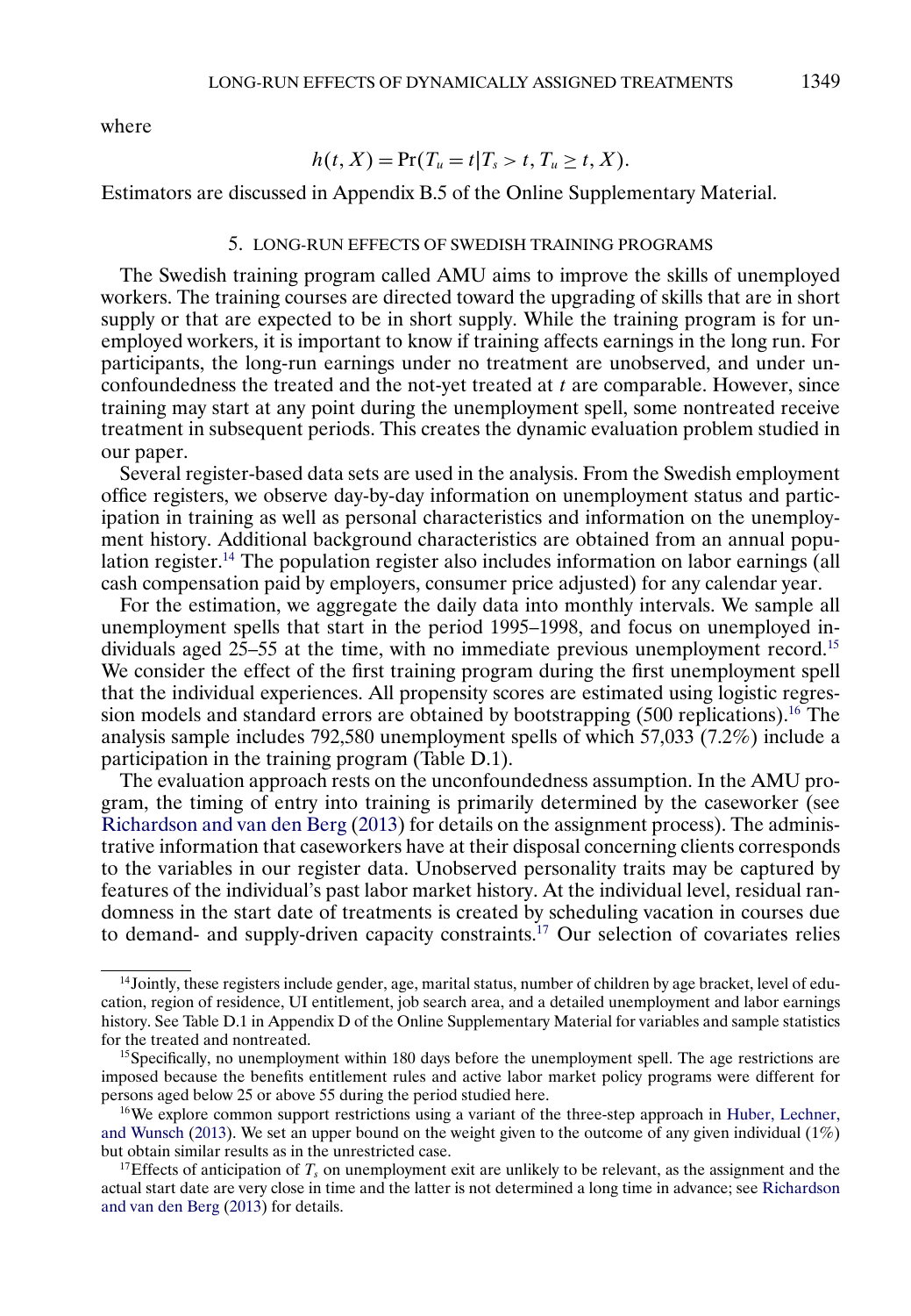where

$$h(t, X) = \Pr(T_u = t | T_s > t, T_u \geq t, X).$$

Estimators are discussed in Appendix B.5 of the Online Supplementary Material.

## 5. LONG-RUN EFFECTS OF SWEDISH TRAINING PROGRAMS

The Swedish training program called AMU aims to improve the skills of unemployed workers. The training courses are directed toward the upgrading of skills that are in short supply or that are expected to be in short supply. While the training program is for unemployed workers, it is important to know if training affects earnings in the long run. For participants, the long-run earnings under no treatment are unobserved, and under unconfoundedness the treated and the not-yet treated at $t$ are comparable. However, since training may start at any point during the unemployment spell, some nontreated receive treatment in subsequent periods. This creates the dynamic evaluation problem studied in our paper.

Several register-based data sets are used in the analysis. From the Swedish employment office registers, we observe day-by-day information on unemployment status and participation in training as well as personal characteristics and information on the unemployment history. Additional background characteristics are obtained from an annual population register.[14] The population register also includes information on labor earnings (all cash compensation paid by employers, consumer price adjusted) for any calendar year.

For the estimation, we aggregate the daily data into monthly intervals. We sample all unemployment spells that start in the period 1995–1998, and focus on unemployed individuals aged 25–55 at the time, with no immediate previous unemployment record.[15] We consider the effect of the first training program during the first unemployment spell that the individual experiences. All propensity scores are estimated using logistic regression models and standard errors are obtained by bootstrapping (500 replications).[16] The analysis sample includes 792,580 unemployment spells of which 57,033 (7.2%) include a participation in the training program (Table D.1).

The evaluation approach rests on the unconfoundedness assumption. In the AMU program, the timing of entry into training is primarily determined by the caseworker (see Richardson and van den Berg (2013) for details on the assignment process). The administrative information that caseworkers have at their disposal concerning clients corresponds to the variables in our register data. Unobserved personality traits may be captured by features of the individual's past labor market history. At the individual level, residual randomness in the start date of treatments is created by scheduling vacation in courses due to demand- and supply-driven capacity constraints.[17] Our selection of covariates relies

---

[14] Jointly, these registers include gender, age, marital status, number of children by age bracket, level of education, region of residence, UI entitlement, job search area, and a detailed unemployment and labor earnings history. See Table D.1 in Appendix D of the Online Supplementary Material for variables and sample statistics for the treated and nontreated.

[15] Specifically, no unemployment within 180 days before the unemployment spell. The age restrictions are imposed because the benefits entitlement rules and active labor market policy programs were different for persons aged below 25 or above 55 during the period studied here.

[16] We explore common support restrictions using a variant of the three-step approach in Huber, Lechner, and Wunsch (2013). We set an upper bound on the weight given to the outcome of any given individual (1%) but obtain similar results as in the unrestricted case.

[17] Effects of anticipation of $T_s$ on unemployment exit are unlikely to be relevant, as the assignment and the actual start date are very close in time and the latter is not determined a long time in advance; see Richardson and van den Berg (2013) for details.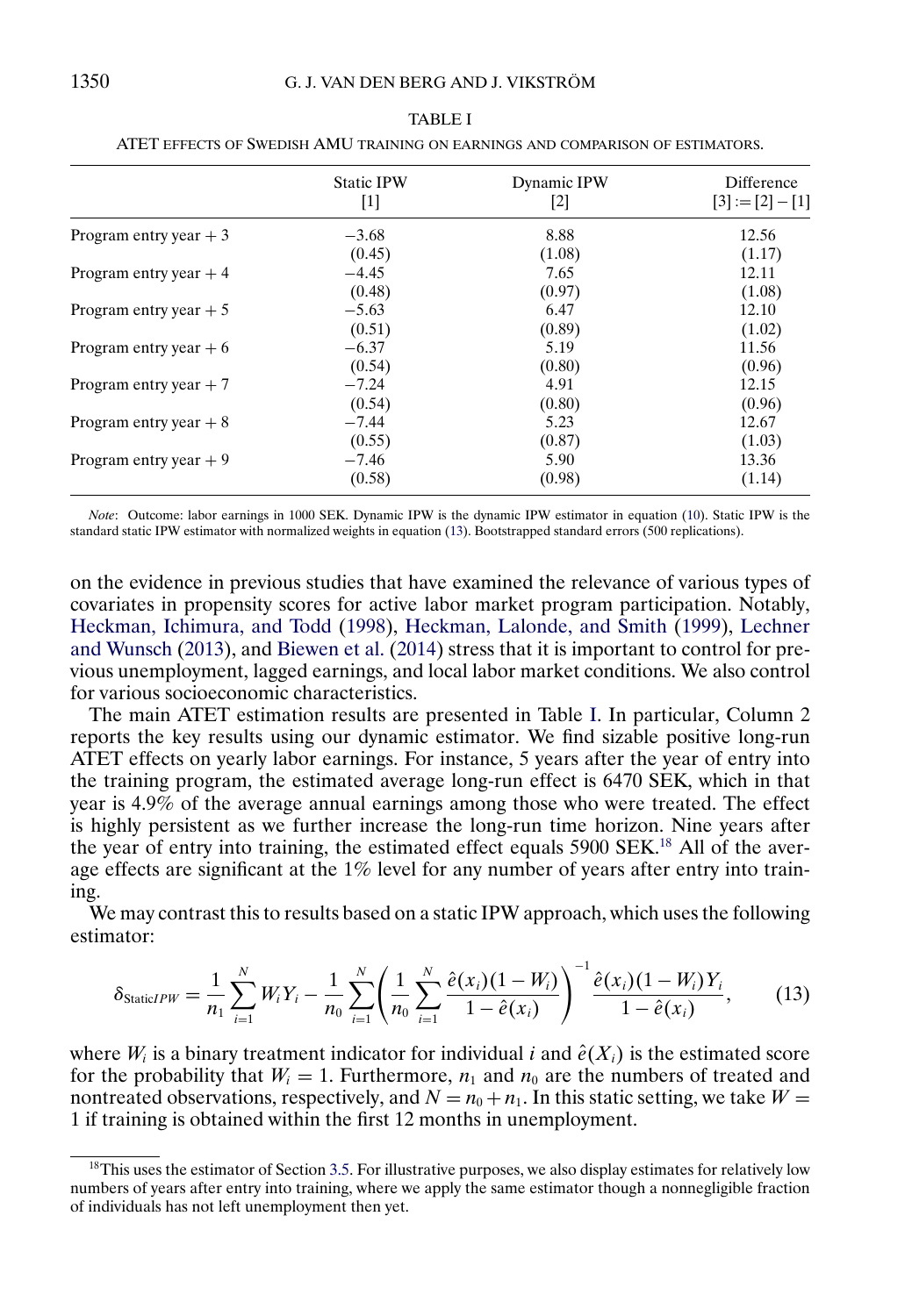TABLE I

ATET EFFECTS OF SWEDISH AMU TRAINING ON EARNINGS AND COMPARISON OF ESTIMATORS.

| | Static IPW [1] | Dynamic IPW [2] | Difference [3] := [2] − [1] |
|---|---|---|---|
| Program entry year + 3 | −3.68 | 8.88 | 12.56 |
| | (0.45) | (1.08) | (1.17) |
| Program entry year + 4 | −4.45 | 7.65 | 12.11 |
| | (0.48) | (0.97) | (1.08) |
| Program entry year + 5 | −5.63 | 6.47 | 12.10 |
| | (0.51) | (0.89) | (1.02) |
| Program entry year + 6 | −6.37 | 5.19 | 11.56 |
| | (0.54) | (0.80) | (0.96) |
| Program entry year + 7 | −7.24 | 4.91 | 12.15 |
| | (0.54) | (0.80) | (0.96) |
| Program entry year + 8 | −7.44 | 5.23 | 12.67 |
| | (0.55) | (0.87) | (1.03) |
| Program entry year + 9 | −7.46 | 5.90 | 13.36 |
| | (0.58) | (0.98) | (1.14) |

*Note*: Outcome: labor earnings in 1000 SEK. Dynamic IPW is the dynamic IPW estimator in equation (10). Static IPW is the standard static IPW estimator with normalized weights in equation (13). Bootstrapped standard errors (500 replications).

on the evidence in previous studies that have examined the relevance of various types of covariates in propensity scores for active labor market program participation. Notably, Heckman, Ichimura, and Todd (1998), Heckman, Lalonde, and Smith (1999), Lechner and Wunsch (2013), and Biewen et al. (2014) stress that it is important to control for previous unemployment, lagged earnings, and local labor market conditions. We also control for various socioeconomic characteristics.

The main ATET estimation results are presented in Table I. In particular, Column 2 reports the key results using our dynamic estimator. We find sizable positive long-run ATET effects on yearly labor earnings. For instance, 5 years after the year of entry into the training program, the estimated average long-run effect is 6470 SEK, which in that year is 4.9% of the average annual earnings among those who were treated. The effect is highly persistent as we further increase the long-run time horizon. Nine years after the year of entry into training, the estimated effect equals 5900 SEK.[18] All of the average effects are significant at the 1% level for any number of years after entry into training.

We may contrast this to results based on a static IPW approach, which uses the following estimator:

$$\delta_{\text{Static}IPW} = \frac{1}{n_1}\sum_{i=1}^{N} W_i Y_i - \frac{1}{n_0}\sum_{i=1}^{N}\left(\frac{1}{n_0}\sum_{i=1}^{N}\frac{\hat{e}(x_i)(1-W_i)}{1-\hat{e}(x_i)}\right)^{-1}\frac{\hat{e}(x_i)(1-W_i)Y_i}{1-\hat{e}(x_i)}, \qquad (13)$$

where $W_i$ is a binary treatment indicator for individual $i$ and $\hat{e}(X_i)$ is the estimated score for the probability that $W_i = 1$. Furthermore, $n_1$ and $n_0$ are the numbers of treated and nontreated observations, respectively, and $N = n_0 + n_1$. In this static setting, we take $W = 1$ if training is obtained within the first 12 months in unemployment.

[18] This uses the estimator of Section 3.5. For illustrative purposes, we also display estimates for relatively low numbers of years after entry into training, where we apply the same estimator though a nonnegligible fraction of individuals has not left unemployment then yet.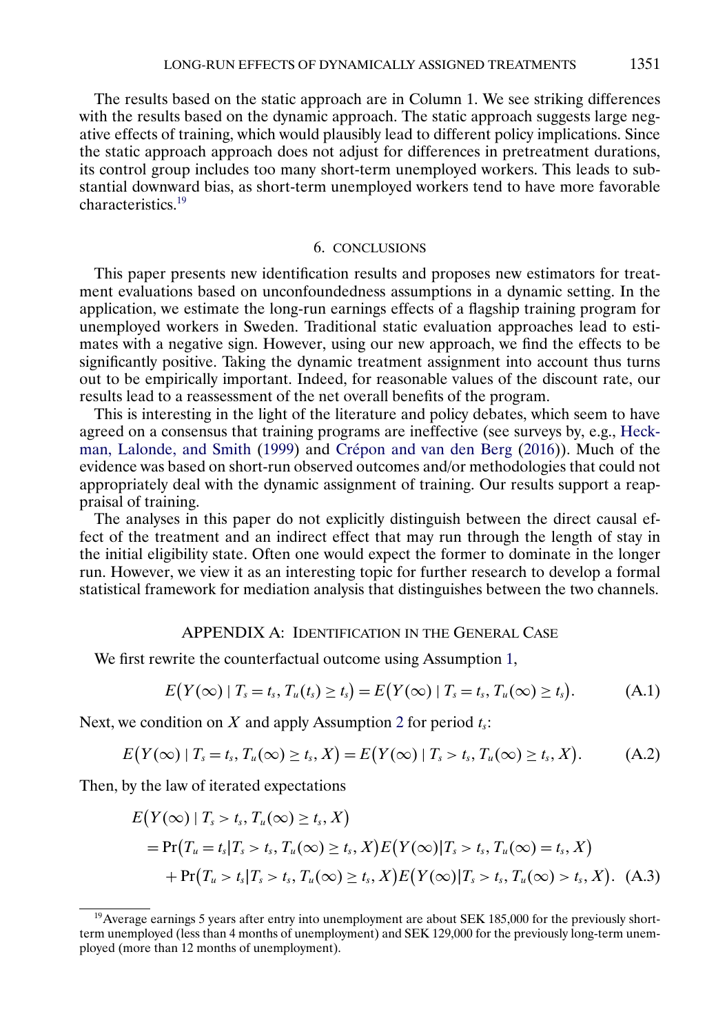The results based on the static approach are in Column 1. We see striking differences with the results based on the dynamic approach. The static approach suggests large negative effects of training, which would plausibly lead to different policy implications. Since the static approach approach does not adjust for differences in pretreatment durations, its control group includes too many short-term unemployed workers. This leads to substantial downward bias, as short-term unemployed workers tend to have more favorable characteristics.[19]

## 6. CONCLUSIONS

This paper presents new identification results and proposes new estimators for treatment evaluations based on unconfoundedness assumptions in a dynamic setting. In the application, we estimate the long-run earnings effects of a flagship training program for unemployed workers in Sweden. Traditional static evaluation approaches lead to estimates with a negative sign. However, using our new approach, we find the effects to be significantly positive. Taking the dynamic treatment assignment into account thus turns out to be empirically important. Indeed, for reasonable values of the discount rate, our results lead to a reassessment of the net overall benefits of the program.

This is interesting in the light of the literature and policy debates, which seem to have agreed on a consensus that training programs are ineffective (see surveys by, e.g., Heckman, Lalonde, and Smith (1999) and Crépon and van den Berg (2016)). Much of the evidence was based on short-run observed outcomes and/or methodologies that could not appropriately deal with the dynamic assignment of training. Our results support a reappraisal of training.

The analyses in this paper do not explicitly distinguish between the direct causal effect of the treatment and an indirect effect that may run through the length of stay in the initial eligibility state. Often one would expect the former to dominate in the longer run. However, we view it as an interesting topic for further research to develop a formal statistical framework for mediation analysis that distinguishes between the two channels.

## APPENDIX A: IDENTIFICATION IN THE GENERAL CASE

We first rewrite the counterfactual outcome using Assumption 1,

$$E\big(Y(\infty) \mid T_s = t_s, T_u(t_s) \geq t_s\big) = E\big(Y(\infty) \mid T_s = t_s, T_u(\infty) \geq t_s\big). \tag{A.1}$$

Next, we condition on $X$ and apply Assumption 2 for period $t_s$:

$$E\big(Y(\infty) \mid T_s = t_s, T_u(\infty) \geq t_s, X\big) = E\big(Y(\infty) \mid T_s > t_s, T_u(\infty) \geq t_s, X\big). \tag{A.2}$$

Then, by the law of iterated expectations

$$\begin{aligned} &E\big(Y(\infty) \mid T_s > t_s, T_u(\infty) \geq t_s, X\big) \\ &\quad = \Pr\big(T_u = t_s \mid T_s > t_s, T_u(\infty) \geq t_s, X\big) E\big(Y(\infty) \mid T_s > t_s, T_u(\infty) = t_s, X\big) \\ &\qquad + \Pr\big(T_u > t_s \mid T_s > t_s, T_u(\infty) \geq t_s, X\big) E\big(Y(\infty) \mid T_s > t_s, T_u(\infty) > t_s, X\big). \end{aligned} \tag{A.3}$$

[19] Average earnings 5 years after entry into unemployment are about SEK 185,000 for the previously short-term unemployed (less than 4 months of unemployment) and SEK 129,000 for the previously long-term unemployed (more than 12 months of unemployment).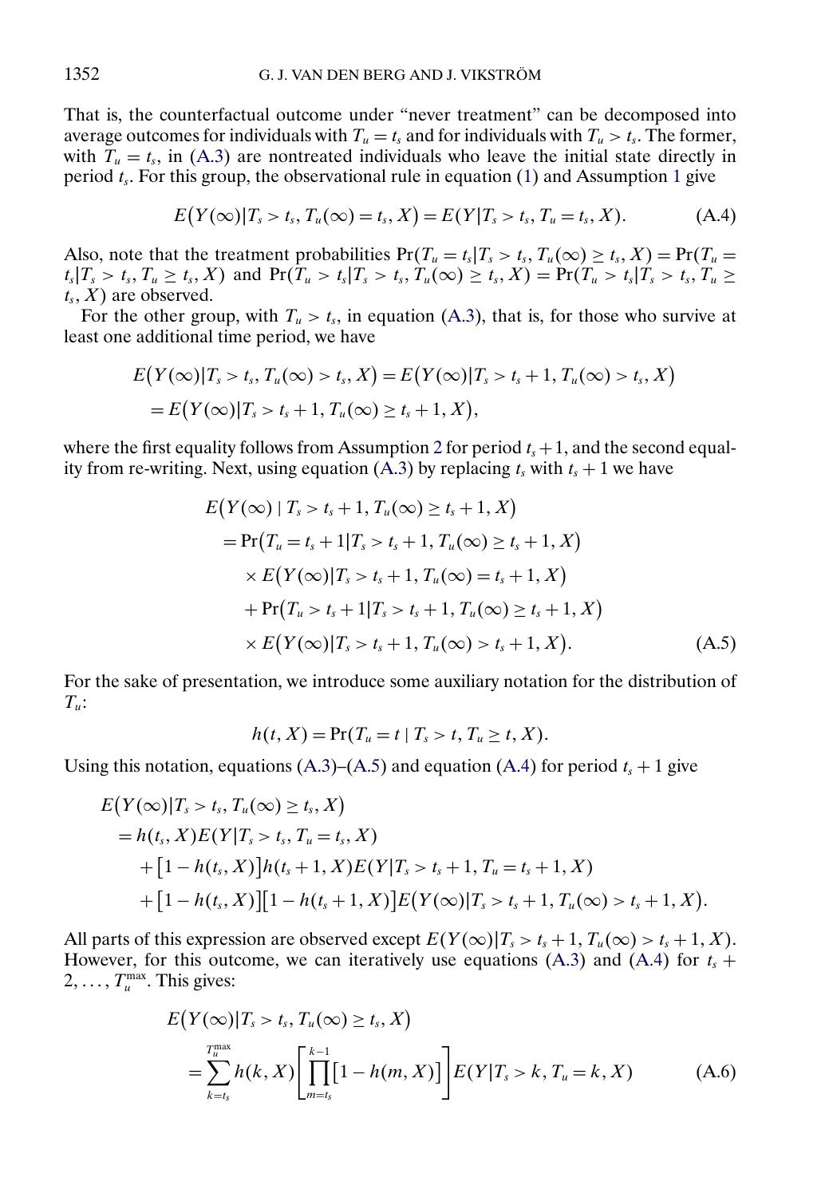That is, the counterfactual outcome under "never treatment" can be decomposed into average outcomes for individuals with $T_u = t_s$ and for individuals with $T_u > t_s$. The former, with $T_u = t_s$, in (A.3) are nontreated individuals who leave the initial state directly in period $t_s$. For this group, the observational rule in equation (1) and Assumption 1 give

$$E\big(Y(\infty)|T_s > t_s, T_u(\infty) = t_s, X\big) = E(Y|T_s > t_s, T_u = t_s, X). \tag{A.4}$$

Also, note that the treatment probabilities $\Pr(T_u = t_s|T_s > t_s, T_u(\infty) \geq t_s, X) = \Pr(T_u = t_s|T_s > t_s, T_u \geq t_s, X)$ and $\Pr(T_u > t_s|T_s > t_s, T_u(\infty) \geq t_s, X) = \Pr(T_u > t_s|T_s > t_s, T_u \geq t_s, X)$ are observed.

For the other group, with $T_u > t_s$, in equation (A.3), that is, for those who survive at least one additional time period, we have

$$\begin{aligned}
&E\big(Y(\infty)|T_s > t_s, T_u(\infty) > t_s, X\big) = E\big(Y(\infty)|T_s > t_s + 1, T_u(\infty) > t_s, X\big) \\
&\quad = E\big(Y(\infty)|T_s > t_s + 1, T_u(\infty) \geq t_s + 1, X\big),
\end{aligned}$$

where the first equality follows from Assumption 2 for period $t_s + 1$, and the second equality from re-writing. Next, using equation (A.3) by replacing $t_s$ with $t_s + 1$ we have

$$\begin{aligned}
&E\big(Y(\infty) \mid T_s > t_s + 1, T_u(\infty) \geq t_s + 1, X\big) \\
&\quad = \Pr\big(T_u = t_s + 1|T_s > t_s + 1, T_u(\infty) \geq t_s + 1, X\big) \\
&\qquad \times E\big(Y(\infty)|T_s > t_s + 1, T_u(\infty) = t_s + 1, X\big) \\
&\qquad + \Pr\big(T_u > t_s + 1|T_s > t_s + 1, T_u(\infty) \geq t_s + 1, X\big) \\
&\qquad \times E\big(Y(\infty)|T_s > t_s + 1, T_u(\infty) > t_s + 1, X\big).
\end{aligned} \tag{A.5}$$

For the sake of presentation, we introduce some auxiliary notation for the distribution of $T_u$:

$$h(t, X) = \Pr(T_u = t \mid T_s > t, T_u \geq t, X).$$

Using this notation, equations (A.3)–(A.5) and equation (A.4) for period $t_s + 1$ give

$$\begin{aligned}
&E\big(Y(\infty)|T_s > t_s, T_u(\infty) \geq t_s, X\big) \\
&\quad = h(t_s, X)E(Y|T_s > t_s, T_u = t_s, X) \\
&\qquad + \big[1 - h(t_s, X)\big]h(t_s + 1, X)E(Y|T_s > t_s + 1, T_u = t_s + 1, X) \\
&\qquad + \big[1 - h(t_s, X)\big]\big[1 - h(t_s + 1, X)\big]E\big(Y(\infty)|T_s > t_s + 1, T_u(\infty) > t_s + 1, X\big).
\end{aligned}$$

All parts of this expression are observed except $E(Y(\infty)|T_s > t_s + 1, T_u(\infty) > t_s + 1, X)$. However, for this outcome, we can iteratively use equations (A.3) and (A.4) for $t_s + 2, \ldots, T_u^{\max}$. This gives:

$$\begin{aligned}
&E\big(Y(\infty)|T_s > t_s, T_u(\infty) \geq t_s, X\big) \\
&\quad = \sum_{k=t_s}^{T_u^{\max}} h(k, X)\left[\prod_{m=t_s}^{k-1}\big[1 - h(m, X)\big]\right]E(Y|T_s > k, T_u = k, X)
\end{aligned} \tag{A.6}$$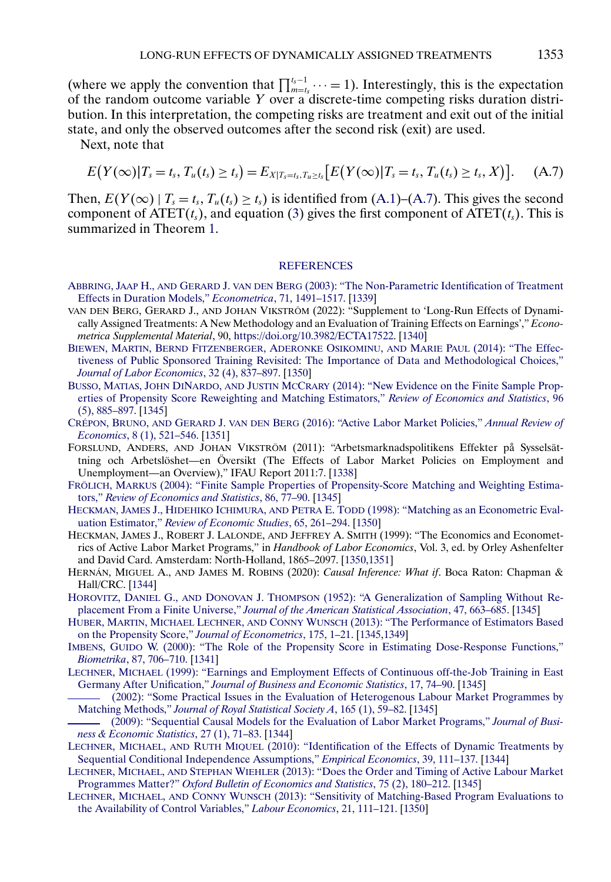(where we apply the convention that $\prod_{m=t_s}^{t_s-1} \cdots = 1$). Interestingly, this is the expectation of the random outcome variable $Y$ over a discrete-time competing risks duration distribution. In this interpretation, the competing risks are treatment and exit out of the initial state, and only the observed outcomes after the second risk (exit) are used.

Next, note that

$$E\big(Y(\infty)|T_s = t_s, T_u(t_s) \geq t_s\big) = E_{X|T_s=t_s, T_u \geq t_s}\big[E\big(Y(\infty)|T_s = t_s, T_u(t_s) \geq t_s, X\big)\big]. \quad \text{(A.7)}$$

Then, $E(Y(\infty) \mid T_s = t_s, T_u(t_s) \geq t_s)$ is identified from (A.1)–(A.7). This gives the second component of $\text{ATET}(t_s)$, and equation (3) gives the first component of $\text{ATET}(t_s)$. This is summarized in Theorem 1.

## REFERENCES

ABBRING, JAAP H., AND GERARD J. VAN DEN BERG (2003): "The Non-Parametric Identification of Treatment Effects in Duration Models," *Econometrica*, 71, 1491–1517. [1339]

VAN DEN BERG, GERARD J., AND JOHAN VIKSTRÖM (2022): "Supplement to 'Long-Run Effects of Dynamically Assigned Treatments: A New Methodology and an Evaluation of Training Effects on Earnings'," *Econometrica Supplemental Material*, 90, https://doi.org/10.3982/ECTA17522. [1340]

BIEWEN, MARTIN, BERND FITZENBERGER, ADERONKE OSIKOMINU, AND MARIE PAUL (2014): "The Effectiveness of Public Sponsored Training Revisited: The Importance of Data and Methodological Choices," *Journal of Labor Economics*, 32 (4), 837–897. [1350]

BUSSO, MATIAS, JOHN DINARDO, AND JUSTIN MCCRARY (2014): "New Evidence on the Finite Sample Properties of Propensity Score Reweighting and Matching Estimators," *Review of Economics and Statistics*, 96 (5), 885–897. [1345]

CRÉPON, BRUNO, AND GERARD J. VAN DEN BERG (2016): "Active Labor Market Policies," *Annual Review of Economics*, 8 (1), 521–546. [1351]

FORSLUND, ANDERS, AND JOHAN VIKSTRÖM (2011): "Arbetsmarknadspolitikens Effekter på Sysselsättning och Arbetslöshet—en Översikt (The Effects of Labor Market Policies on Employment and Unemployment—an Overview)," IFAU Report 2011:7. [1338]

FRÖLICH, MARKUS (2004): "Finite Sample Properties of Propensity-Score Matching and Weighting Estimators," *Review of Economics and Statistics*, 86, 77–90. [1345]

HECKMAN, JAMES J., HIDEHIKO ICHIMURA, AND PETRA E. TODD (1998): "Matching as an Econometric Evaluation Estimator," *Review of Economic Studies*, 65, 261–294. [1350]

HECKMAN, JAMES J., ROBERT J. LALONDE, AND JEFFREY A. SMITH (1999): "The Economics and Econometrics of Active Labor Market Programs," in *Handbook of Labor Economics*, Vol. 3, ed. by Orley Ashenfelter and David Card. Amsterdam: North-Holland, 1865–2097. [1350,1351]

HERNÁN, MIGUEL A., AND JAMES M. ROBINS (2020): *Causal Inference: What if*. Boca Raton: Chapman & Hall/CRC. [1344]

HOROVITZ, DANIEL G., AND DONOVAN J. THOMPSON (1952): "A Generalization of Sampling Without Replacement From a Finite Universe," *Journal of the American Statistical Association*, 47, 663–685. [1345]

HUBER, MARTIN, MICHAEL LECHNER, AND CONNY WUNSCH (2013): "The Performance of Estimators Based on the Propensity Score," *Journal of Econometrics*, 175, 1–21. [1345,1349]

IMBENS, GUIDO W. (2000): "The Role of the Propensity Score in Estimating Dose-Response Functions," *Biometrika*, 87, 706–710. [1341]

LECHNER, MICHAEL (1999): "Earnings and Employment Effects of Continuous off-the-Job Training in East Germany After Unification," *Journal of Business and Economic Statistics*, 17, 74–90. [1345]

——— (2002): "Some Practical Issues in the Evaluation of Heterogenous Labour Market Programmes by Matching Methods," *Journal of Royal Statistical Society A*, 165 (1), 59–82. [1345]

——— (2009): "Sequential Causal Models for the Evaluation of Labor Market Programs," *Journal of Business & Economic Statistics*, 27 (1), 71–83. [1344]

LECHNER, MICHAEL, AND RUTH MIQUEL (2010): "Identification of the Effects of Dynamic Treatments by Sequential Conditional Independence Assumptions," *Empirical Economics*, 39, 111–137. [1344]

LECHNER, MICHAEL, AND STEPHAN WIEHLER (2013): "Does the Order and Timing of Active Labour Market Programmes Matter?" *Oxford Bulletin of Economics and Statistics*, 75 (2), 180–212. [1345]

LECHNER, MICHAEL, AND CONNY WUNSCH (2013): "Sensitivity of Matching-Based Program Evaluations to the Availability of Control Variables," *Labour Economics*, 21, 111–121. [1350]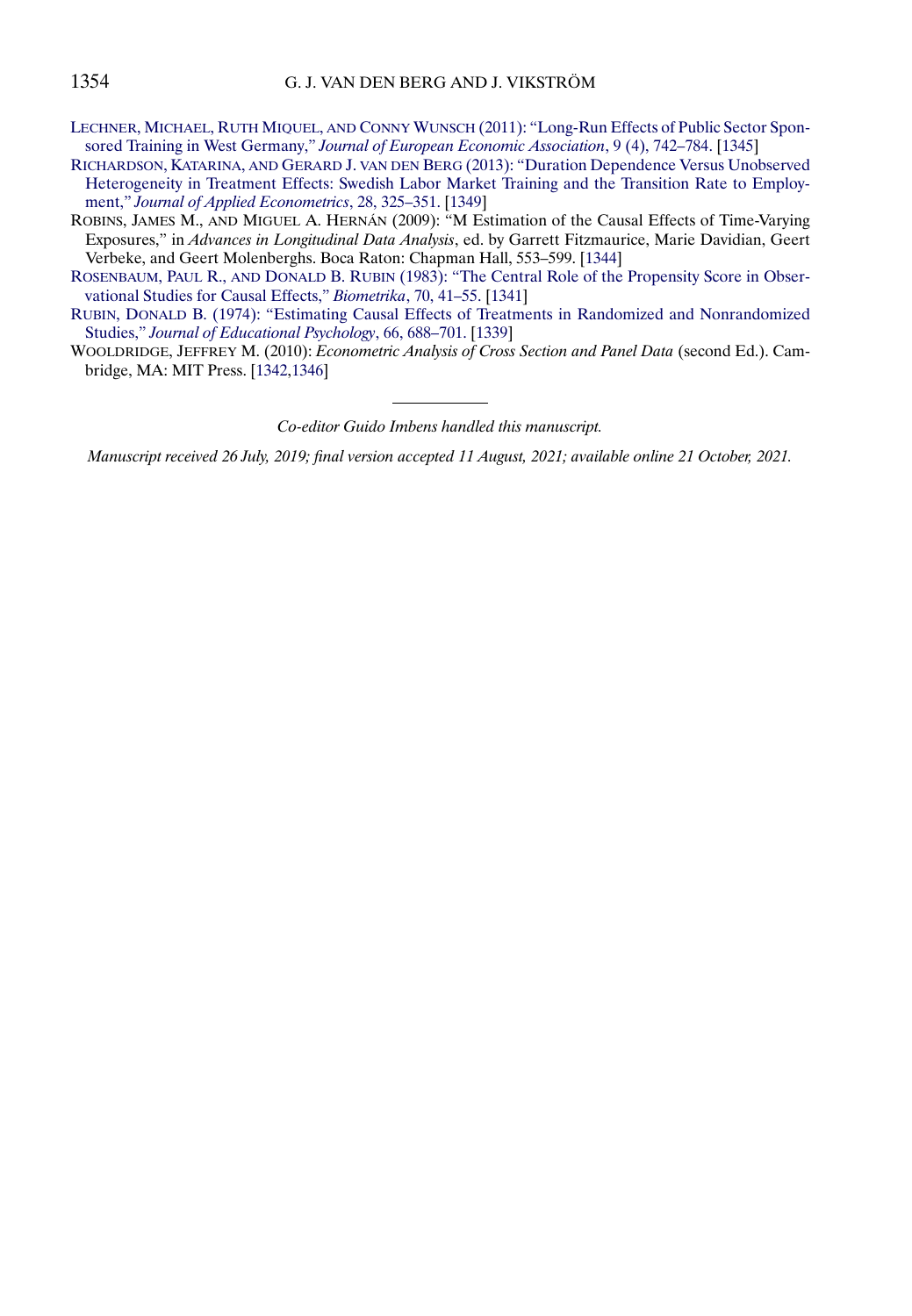LECHNER, MICHAEL, RUTH MIQUEL, AND CONNY WUNSCH (2011): "Long-Run Effects of Public Sector Sponsored Training in West Germany," *Journal of European Economic Association*, 9 (4), 742–784. [1345]

RICHARDSON, KATARINA, AND GERARD J. VAN DEN BERG (2013): "Duration Dependence Versus Unobserved Heterogeneity in Treatment Effects: Swedish Labor Market Training and the Transition Rate to Employment," *Journal of Applied Econometrics*, 28, 325–351. [1349]

ROBINS, JAMES M., AND MIGUEL A. HERNÁN (2009): "M Estimation of the Causal Effects of Time-Varying Exposures," in *Advances in Longitudinal Data Analysis*, ed. by Garrett Fitzmaurice, Marie Davidian, Geert Verbeke, and Geert Molenberghs. Boca Raton: Chapman Hall, 553–599. [1344]

ROSENBAUM, PAUL R., AND DONALD B. RUBIN (1983): "The Central Role of the Propensity Score in Observational Studies for Causal Effects," *Biometrika*, 70, 41–55. [1341]

RUBIN, DONALD B. (1974): "Estimating Causal Effects of Treatments in Randomized and Nonrandomized Studies," *Journal of Educational Psychology*, 66, 688–701. [1339]

WOOLDRIDGE, JEFFREY M. (2010): *Econometric Analysis of Cross Section and Panel Data* (second Ed.). Cambridge, MA: MIT Press. [1342,1346]

---

*Co-editor Guido Imbens handled this manuscript.*

*Manuscript received 26 July, 2019; final version accepted 11 August, 2021; available online 21 October, 2021.*